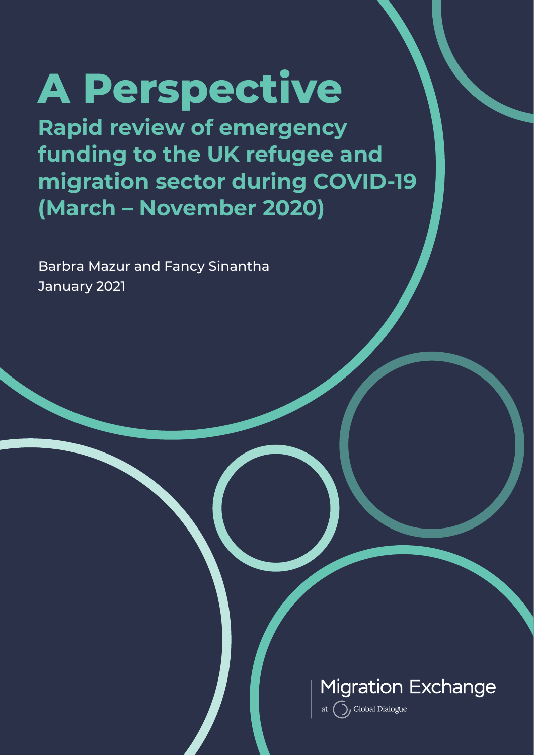# A Perspective

## Rapid review of emergency funding to the UK refugee and migration sector during COVID-19 (March – November 2020)

Barbra Mazur and Fancy Sinantha
January 2021

Migration Exchange
at Global Dialogue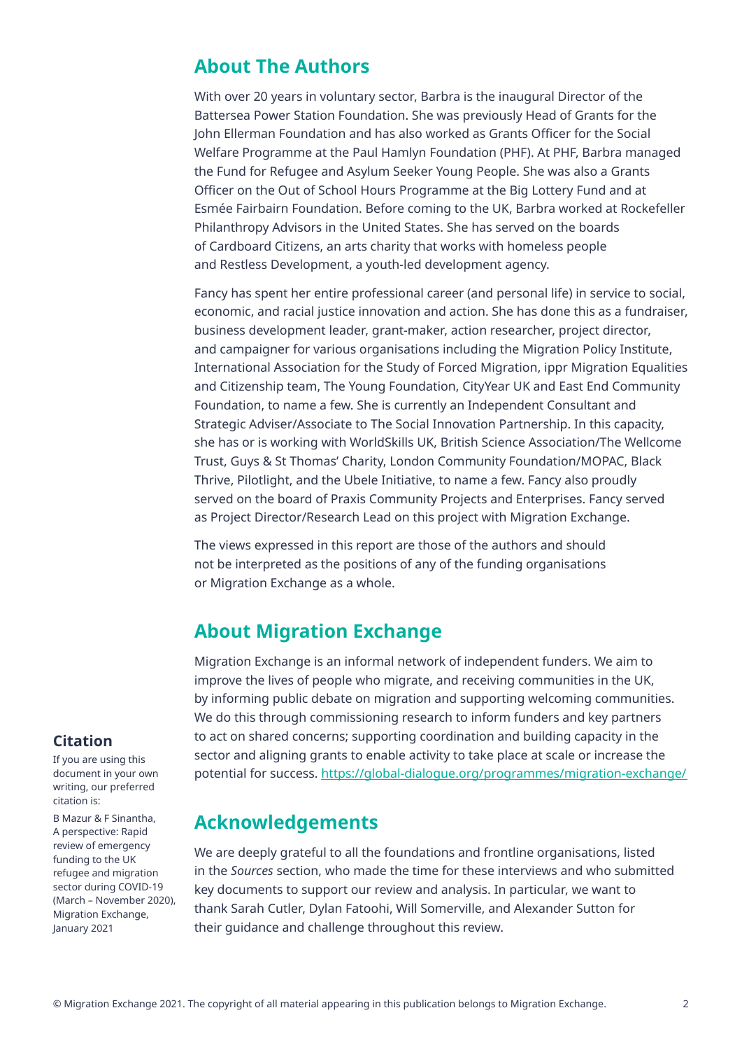## About The Authors

With over 20 years in voluntary sector, Barbra is the inaugural Director of the Battersea Power Station Foundation. She was previously Head of Grants for the John Ellerman Foundation and has also worked as Grants Officer for the Social Welfare Programme at the Paul Hamlyn Foundation (PHF). At PHF, Barbra managed the Fund for Refugee and Asylum Seeker Young People. She was also a Grants Officer on the Out of School Hours Programme at the Big Lottery Fund and at Esmée Fairbairn Foundation. Before coming to the UK, Barbra worked at Rockefeller Philanthropy Advisors in the United States. She has served on the boards of Cardboard Citizens, an arts charity that works with homeless people and Restless Development, a youth-led development agency.

Fancy has spent her entire professional career (and personal life) in service to social, economic, and racial justice innovation and action. She has done this as a fundraiser, business development leader, grant-maker, action researcher, project director, and campaigner for various organisations including the Migration Policy Institute, International Association for the Study of Forced Migration, ippr Migration Equalities and Citizenship team, The Young Foundation, CityYear UK and East End Community Foundation, to name a few. She is currently an Independent Consultant and Strategic Adviser/Associate to The Social Innovation Partnership. In this capacity, she has or is working with WorldSkills UK, British Science Association/The Wellcome Trust, Guys & St Thomas' Charity, London Community Foundation/MOPAC, Black Thrive, Pilotlight, and the Ubele Initiative, to name a few. Fancy also proudly served on the board of Praxis Community Projects and Enterprises. Fancy served as Project Director/Research Lead on this project with Migration Exchange.

The views expressed in this report are those of the authors and should not be interpreted as the positions of any of the funding organisations or Migration Exchange as a whole.

## About Migration Exchange

Migration Exchange is an informal network of independent funders. We aim to improve the lives of people who migrate, and receiving communities in the UK, by informing public debate on migration and supporting welcoming communities. We do this through commissioning research to inform funders and key partners to act on shared concerns; supporting coordination and building capacity in the sector and aligning grants to enable activity to take place at scale or increase the potential for success. https://global-dialogue.org/programmes/migration-exchange/

## Acknowledgements

We are deeply grateful to all the foundations and frontline organisations, listed in the *Sources* section, who made the time for these interviews and who submitted key documents to support our review and analysis. In particular, we want to thank Sarah Cutler, Dylan Fatoohi, Will Somerville, and Alexander Sutton for their guidance and challenge throughout this review.

### Citation

If you are using this document in your own writing, our preferred citation is:

B Mazur & F Sinantha, A perspective: Rapid review of emergency funding to the UK refugee and migration sector during COVID-19 (March – November 2020), Migration Exchange, January 2021

© Migration Exchange 2021. The copyright of all material appearing in this publication belongs to Migration Exchange.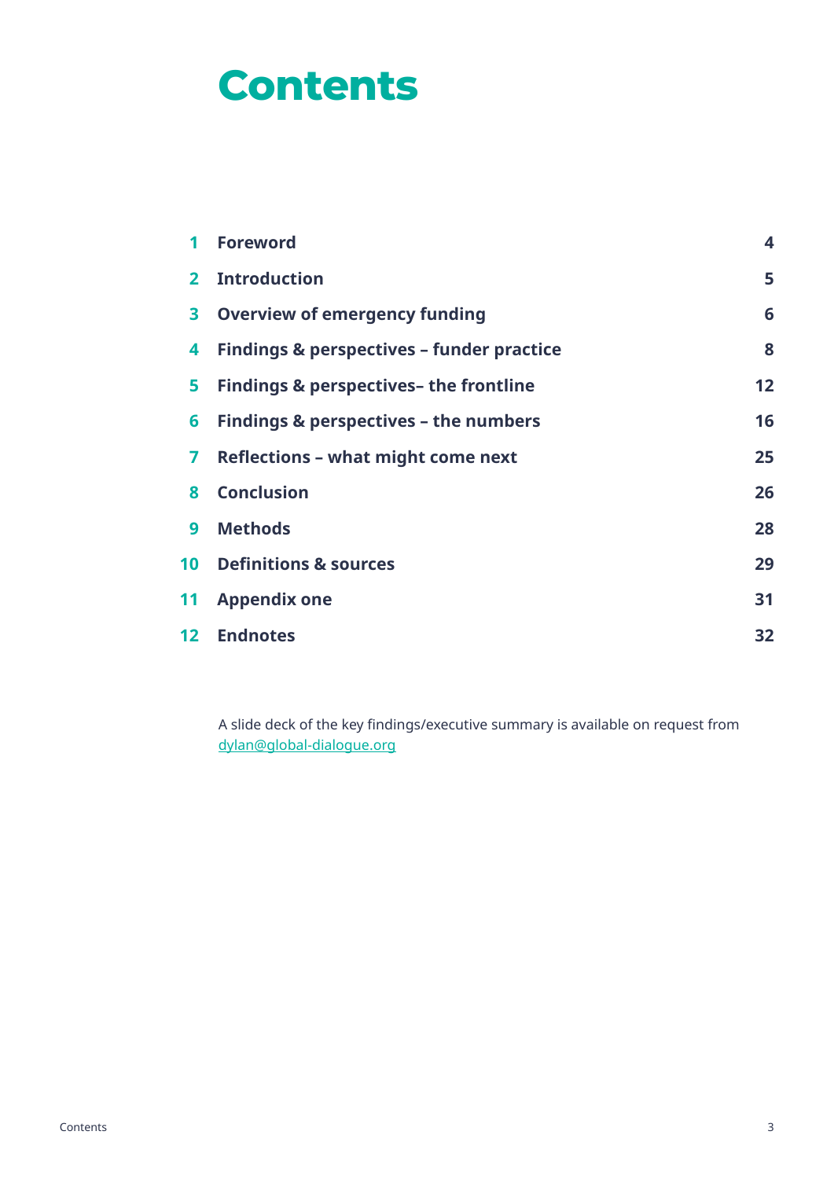# Contents

| | | |
|---|---|---|
| 1 | Foreword | 4 |
| 2 | Introduction | 5 |
| 3 | Overview of emergency funding | 6 |
| 4 | Findings & perspectives – funder practice | 8 |
| 5 | Findings & perspectives– the frontline | 12 |
| 6 | Findings & perspectives – the numbers | 16 |
| 7 | Reflections – what might come next | 25 |
| 8 | Conclusion | 26 |
| 9 | Methods | 28 |
| 10 | Definitions & sources | 29 |
| 11 | Appendix one | 31 |
| 12 | Endnotes | 32 |

A slide deck of the key findings/executive summary is available on request from dylan@global-dialogue.org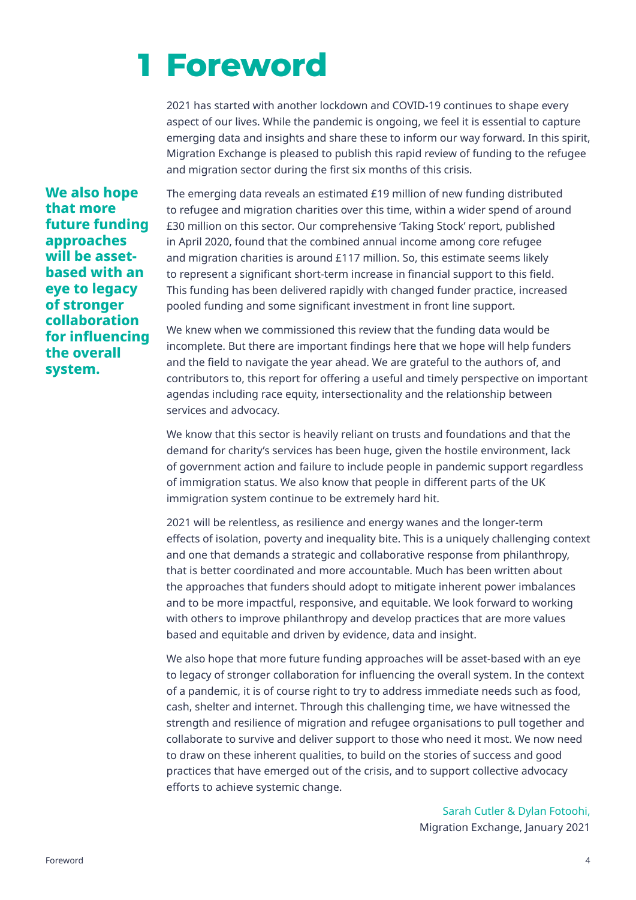# 1 Foreword

2021 has started with another lockdown and COVID-19 continues to shape every aspect of our lives. While the pandemic is ongoing, we feel it is essential to capture emerging data and insights and share these to inform our way forward. In this spirit, Migration Exchange is pleased to publish this rapid review of funding to the refugee and migration sector during the first six months of this crisis.

**We also hope that more future funding approaches will be asset-based with an eye to legacy of stronger collaboration for influencing the overall system.**

The emerging data reveals an estimated £19 million of new funding distributed to refugee and migration charities over this time, within a wider spend of around £30 million on this sector. Our comprehensive 'Taking Stock' report, published in April 2020, found that the combined annual income among core refugee and migration charities is around £117 million. So, this estimate seems likely to represent a significant short-term increase in financial support to this field. This funding has been delivered rapidly with changed funder practice, increased pooled funding and some significant investment in front line support.

We knew when we commissioned this review that the funding data would be incomplete. But there are important findings here that we hope will help funders and the field to navigate the year ahead. We are grateful to the authors of, and contributors to, this report for offering a useful and timely perspective on important agendas including race equity, intersectionality and the relationship between services and advocacy.

We know that this sector is heavily reliant on trusts and foundations and that the demand for charity's services has been huge, given the hostile environment, lack of government action and failure to include people in pandemic support regardless of immigration status. We also know that people in different parts of the UK immigration system continue to be extremely hard hit.

2021 will be relentless, as resilience and energy wanes and the longer-term effects of isolation, poverty and inequality bite. This is a uniquely challenging context and one that demands a strategic and collaborative response from philanthropy, that is better coordinated and more accountable. Much has been written about the approaches that funders should adopt to mitigate inherent power imbalances and to be more impactful, responsive, and equitable. We look forward to working with others to improve philanthropy and develop practices that are more values based and equitable and driven by evidence, data and insight.

We also hope that more future funding approaches will be asset-based with an eye to legacy of stronger collaboration for influencing the overall system. In the context of a pandemic, it is of course right to try to address immediate needs such as food, cash, shelter and internet. Through this challenging time, we have witnessed the strength and resilience of migration and refugee organisations to pull together and collaborate to survive and deliver support to those who need it most. We now need to draw on these inherent qualities, to build on the stories of success and good practices that have emerged out of the crisis, and to support collective advocacy efforts to achieve systemic change.

Sarah Cutler & Dylan Fotoohi,
Migration Exchange, January 2021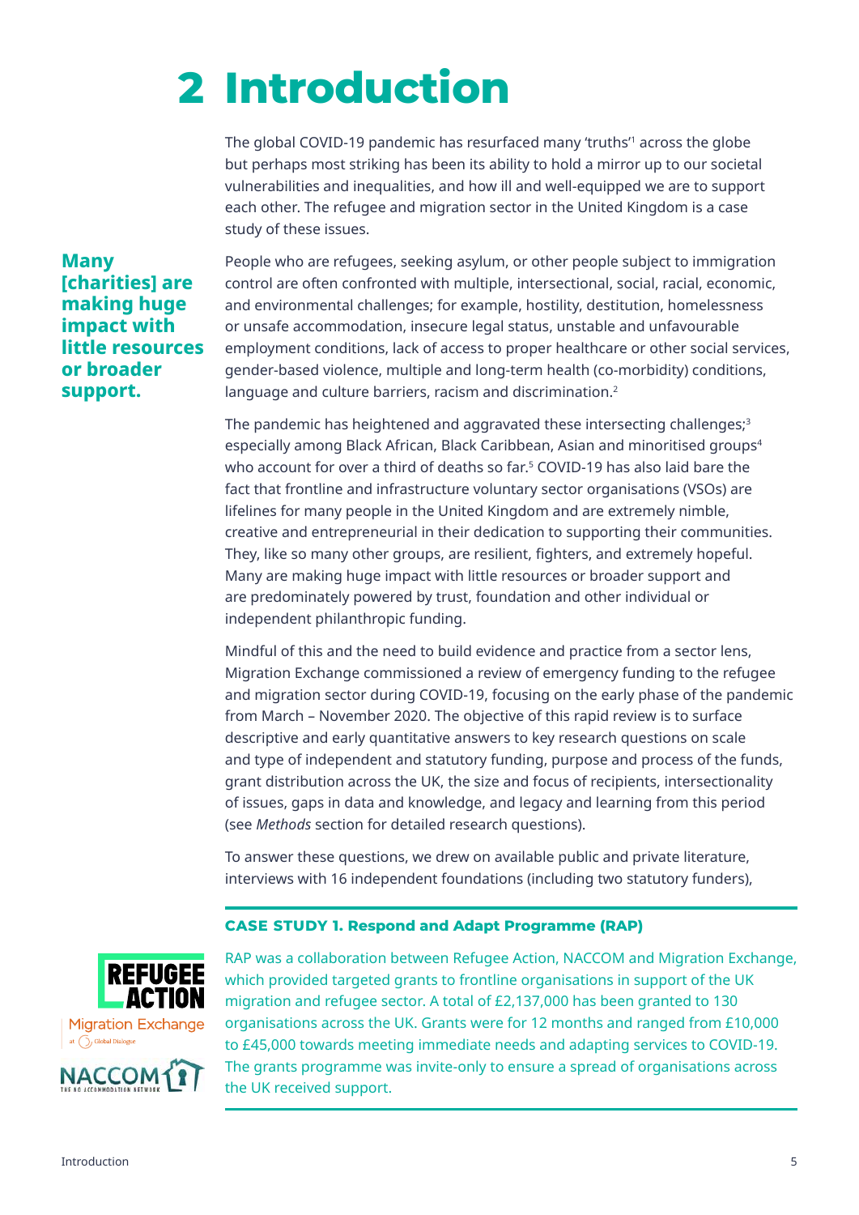# 2 Introduction

The global COVID-19 pandemic has resurfaced many 'truths'[1] across the globe but perhaps most striking has been its ability to hold a mirror up to our societal vulnerabilities and inequalities, and how ill and well-equipped we are to support each other. The refugee and migration sector in the United Kingdom is a case study of these issues.

**Many [charities] are making huge impact with little resources or broader support.**

People who are refugees, seeking asylum, or other people subject to immigration control are often confronted with multiple, intersectional, social, racial, economic, and environmental challenges; for example, hostility, destitution, homelessness or unsafe accommodation, insecure legal status, unstable and unfavourable employment conditions, lack of access to proper healthcare or other social services, gender-based violence, multiple and long-term health (co-morbidity) conditions, language and culture barriers, racism and discrimination.[2]

The pandemic has heightened and aggravated these intersecting challenges;[3] especially among Black African, Black Caribbean, Asian and minoritised groups[4] who account for over a third of deaths so far.[5] COVID-19 has also laid bare the fact that frontline and infrastructure voluntary sector organisations (VSOs) are lifelines for many people in the United Kingdom and are extremely nimble, creative and entrepreneurial in their dedication to supporting their communities. They, like so many other groups, are resilient, fighters, and extremely hopeful. Many are making huge impact with little resources or broader support and are predominately powered by trust, foundation and other individual or independent philanthropic funding.

Mindful of this and the need to build evidence and practice from a sector lens, Migration Exchange commissioned a review of emergency funding to the refugee and migration sector during COVID-19, focusing on the early phase of the pandemic from March – November 2020. The objective of this rapid review is to surface descriptive and early quantitative answers to key research questions on scale and type of independent and statutory funding, purpose and process of the funds, grant distribution across the UK, the size and focus of recipients, intersectionality of issues, gaps in data and knowledge, and legacy and learning from this period (see *Methods* section for detailed research questions).

To answer these questions, we drew on available public and private literature, interviews with 16 independent foundations (including two statutory funders),

**CASE STUDY 1. Respond and Adapt Programme (RAP)**

RAP was a collaboration between Refugee Action, NACCOM and Migration Exchange, which provided targeted grants to frontline organisations in support of the UK migration and refugee sector. A total of £2,137,000 has been granted to 130 organisations across the UK. Grants were for 12 months and ranged from £10,000 to £45,000 towards meeting immediate needs and adapting services to COVID-19. The grants programme was invite-only to ensure a spread of organisations across the UK received support.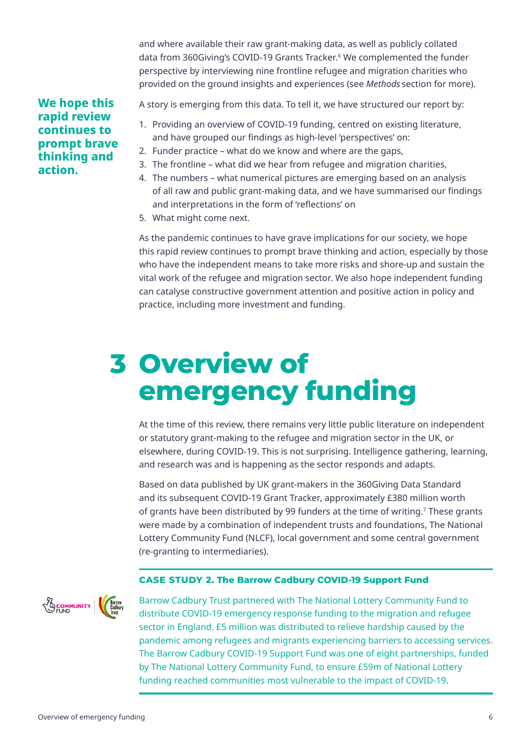and where available their raw grant-making data, as well as publicly collated data from 360Giving's COVID-19 Grants Tracker.[6] We complemented the funder perspective by interviewing nine frontline refugee and migration charities who provided on the ground insights and experiences (see *Methods* section for more).

**We hope this rapid review continues to prompt brave thinking and action.**

A story is emerging from this data. To tell it, we have structured our report by:

1. Providing an overview of COVID-19 funding, centred on existing literature, and have grouped our findings as high-level 'perspectives' on:
2. Funder practice – what do we know and where are the gaps,
3. The frontline – what did we hear from refugee and migration charities,
4. The numbers – what numerical pictures are emerging based on an analysis of all raw and public grant-making data, and we have summarised our findings and interpretations in the form of 'reflections' on
5. What might come next.

As the pandemic continues to have grave implications for our society, we hope this rapid review continues to prompt brave thinking and action, especially by those who have the independent means to take more risks and shore-up and sustain the vital work of the refugee and migration sector. We also hope independent funding can catalyse constructive government attention and positive action in policy and practice, including more investment and funding.

# 3 Overview of emergency funding

At the time of this review, there remains very little public literature on independent or statutory grant-making to the refugee and migration sector in the UK, or elsewhere, during COVID-19. This is not surprising. Intelligence gathering, learning, and research was and is happening as the sector responds and adapts.

Based on data published by UK grant-makers in the 360Giving Data Standard and its subsequent COVID-19 Grant Tracker, approximately £380 million worth of grants have been distributed by 99 funders at the time of writing.[7] These grants were made by a combination of independent trusts and foundations, The National Lottery Community Fund (NLCF), local government and some central government (re-granting to intermediaries).

**CASE STUDY 2. The Barrow Cadbury COVID-19 Support Fund**

Barrow Cadbury Trust partnered with The National Lottery Community Fund to distribute COVID-19 emergency response funding to the migration and refugee sector in England. £5 million was distributed to relieve hardship caused by the pandemic among refugees and migrants experiencing barriers to accessing services. The Barrow Cadbury COVID-19 Support Fund was one of eight partnerships, funded by The National Lottery Community Fund, to ensure £59m of National Lottery funding reached communities most vulnerable to the impact of COVID-19.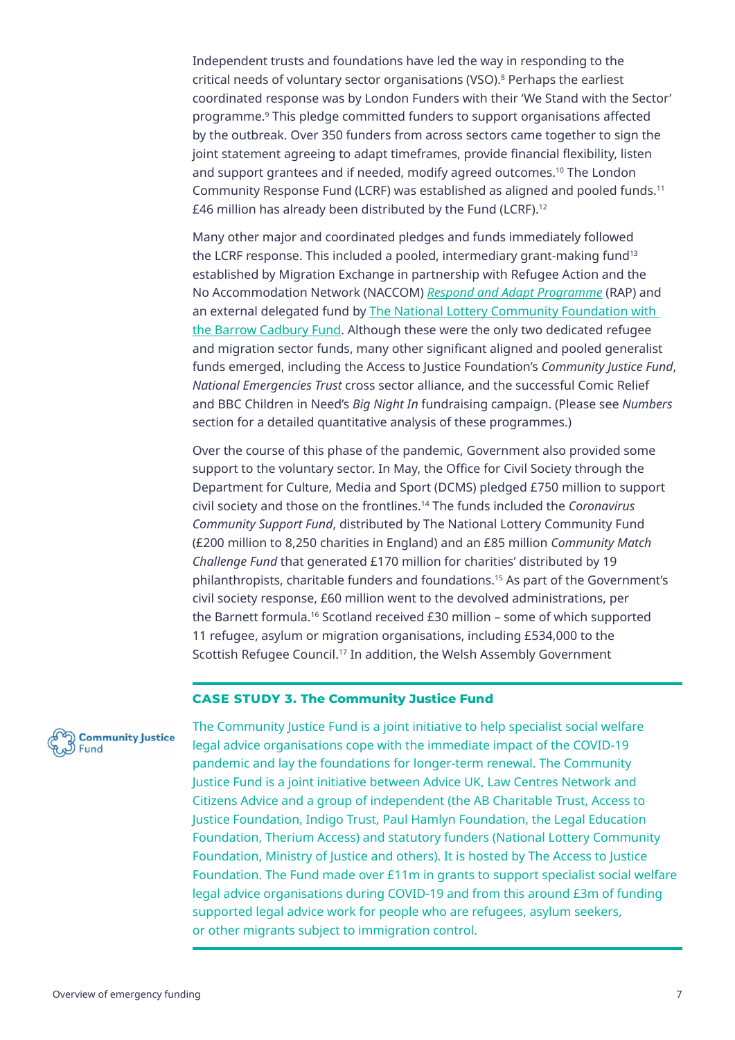Independent trusts and foundations have led the way in responding to the critical needs of voluntary sector organisations (VSO).[8] Perhaps the earliest coordinated response was by London Funders with their 'We Stand with the Sector' programme.[9] This pledge committed funders to support organisations affected by the outbreak. Over 350 funders from across sectors came together to sign the joint statement agreeing to adapt timeframes, provide financial flexibility, listen and support grantees and if needed, modify agreed outcomes.[10] The London Community Response Fund (LCRF) was established as aligned and pooled funds.[11] £46 million has already been distributed by the Fund (LCRF).[12]

Many other major and coordinated pledges and funds immediately followed the LCRF response. This included a pooled, intermediary grant-making fund[13] established by Migration Exchange in partnership with Refugee Action and the No Accommodation Network (NACCOM) *Respond and Adapt Programme* (RAP) and an external delegated fund by The National Lottery Community Foundation with the Barrow Cadbury Fund. Although these were the only two dedicated refugee and migration sector funds, many other significant aligned and pooled generalist funds emerged, including the Access to Justice Foundation's *Community Justice Fund*, *National Emergencies Trust* cross sector alliance, and the successful Comic Relief and BBC Children in Need's *Big Night In* fundraising campaign. (Please see *Numbers* section for a detailed quantitative analysis of these programmes.)

Over the course of this phase of the pandemic, Government also provided some support to the voluntary sector. In May, the Office for Civil Society through the Department for Culture, Media and Sport (DCMS) pledged £750 million to support civil society and those on the frontlines.[14] The funds included the *Coronavirus Community Support Fund*, distributed by The National Lottery Community Fund (£200 million to 8,250 charities in England) and an £85 million *Community Match Challenge Fund* that generated £170 million for charities' distributed by 19 philanthropists, charitable funders and foundations.[15] As part of the Government's civil society response, £60 million went to the devolved administrations, per the Barnett formula.[16] Scotland received £30 million – some of which supported 11 refugee, asylum or migration organisations, including £534,000 to the Scottish Refugee Council.[17] In addition, the Welsh Assembly Government

### CASE STUDY 3. The Community Justice Fund

Community Justice Fund

The Community Justice Fund is a joint initiative to help specialist social welfare legal advice organisations cope with the immediate impact of the COVID-19 pandemic and lay the foundations for longer-term renewal. The Community Justice Fund is a joint initiative between Advice UK, Law Centres Network and Citizens Advice and a group of independent (the AB Charitable Trust, Access to Justice Foundation, Indigo Trust, Paul Hamlyn Foundation, the Legal Education Foundation, Therium Access) and statutory funders (National Lottery Community Foundation, Ministry of Justice and others). It is hosted by The Access to Justice Foundation. The Fund made over £11m in grants to support specialist social welfare legal advice organisations during COVID-19 and from this around £3m of funding supported legal advice work for people who are refugees, asylum seekers, or other migrants subject to immigration control.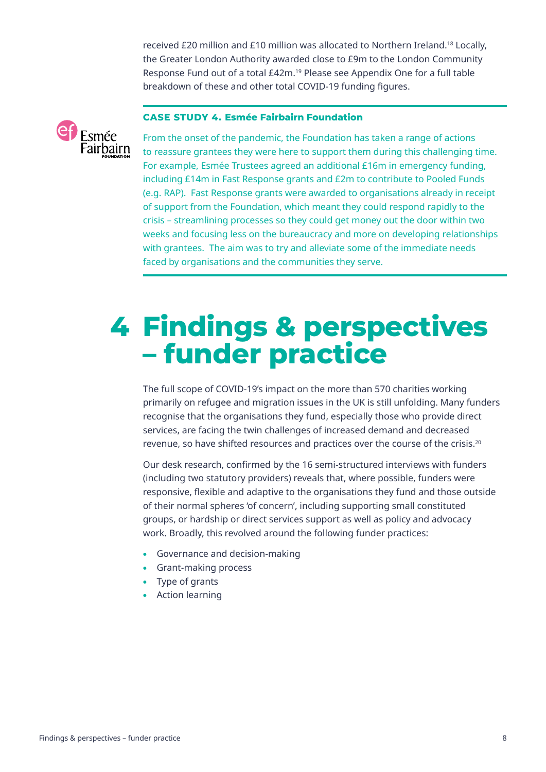received £20 million and £10 million was allocated to Northern Ireland.[18] Locally, the Greater London Authority awarded close to £9m to the London Community Response Fund out of a total £42m.[19] Please see Appendix One for a full table breakdown of these and other total COVID-19 funding figures.

**CASE STUDY 4. Esmée Fairbairn Foundation**

From the onset of the pandemic, the Foundation has taken a range of actions to reassure grantees they were here to support them during this challenging time. For example, Esmée Trustees agreed an additional £16m in emergency funding, including £14m in Fast Response grants and £2m to contribute to Pooled Funds (e.g. RAP). Fast Response grants were awarded to organisations already in receipt of support from the Foundation, which meant they could respond rapidly to the crisis – streamlining processes so they could get money out the door within two weeks and focusing less on the bureaucracy and more on developing relationships with grantees. The aim was to try and alleviate some of the immediate needs faced by organisations and the communities they serve.

# 4 Findings & perspectives – funder practice

The full scope of COVID-19's impact on the more than 570 charities working primarily on refugee and migration issues in the UK is still unfolding. Many funders recognise that the organisations they fund, especially those who provide direct services, are facing the twin challenges of increased demand and decreased revenue, so have shifted resources and practices over the course of the crisis.[20]

Our desk research, confirmed by the 16 semi-structured interviews with funders (including two statutory providers) reveals that, where possible, funders were responsive, flexible and adaptive to the organisations they fund and those outside of their normal spheres 'of concern', including supporting small constituted groups, or hardship or direct services support as well as policy and advocacy work. Broadly, this revolved around the following funder practices:

- Governance and decision-making
- Grant-making process
- Type of grants
- Action learning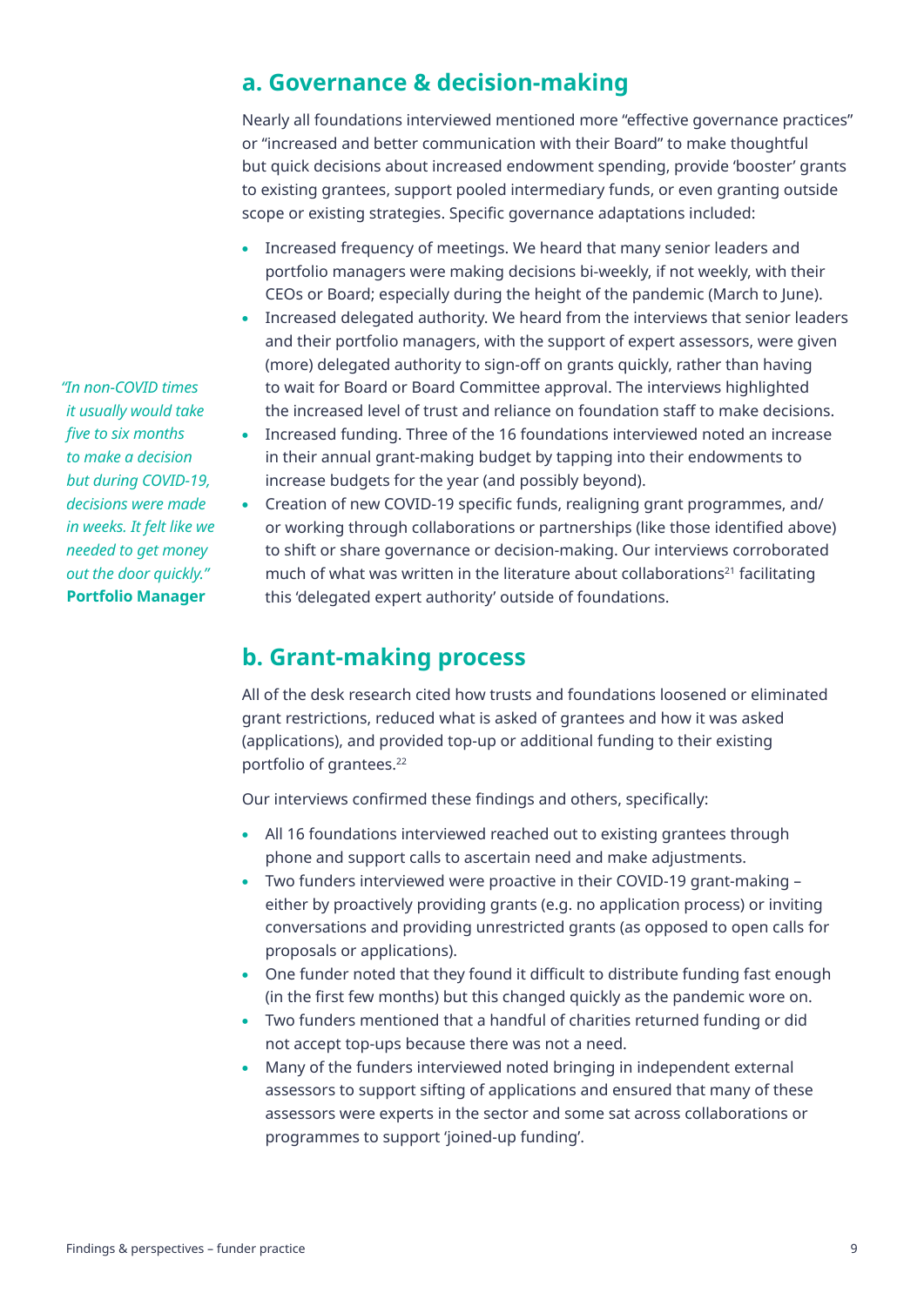## a. Governance & decision-making

Nearly all foundations interviewed mentioned more "effective governance practices" or "increased and better communication with their Board" to make thoughtful but quick decisions about increased endowment spending, provide 'booster' grants to existing grantees, support pooled intermediary funds, or even granting outside scope or existing strategies. Specific governance adaptations included:

- Increased frequency of meetings. We heard that many senior leaders and portfolio managers were making decisions bi-weekly, if not weekly, with their CEOs or Board; especially during the height of the pandemic (March to June).
- Increased delegated authority. We heard from the interviews that senior leaders and their portfolio managers, with the support of expert assessors, were given (more) delegated authority to sign-off on grants quickly, rather than having to wait for Board or Board Committee approval. The interviews highlighted the increased level of trust and reliance on foundation staff to make decisions.
- Increased funding. Three of the 16 foundations interviewed noted an increase in their annual grant-making budget by tapping into their endowments to increase budgets for the year (and possibly beyond).
- Creation of new COVID-19 specific funds, realigning grant programmes, and/or working through collaborations or partnerships (like those identified above) to shift or share governance or decision-making. Our interviews corroborated much of what was written in the literature about collaborations[21] facilitating this 'delegated expert authority' outside of foundations.

*"In non-COVID times it usually would take five to six months to make a decision but during COVID-19, decisions were made in weeks. It felt like we needed to get money out the door quickly."*
**Portfolio Manager**

## b. Grant-making process

All of the desk research cited how trusts and foundations loosened or eliminated grant restrictions, reduced what is asked of grantees and how it was asked (applications), and provided top-up or additional funding to their existing portfolio of grantees.[22]

Our interviews confirmed these findings and others, specifically:

- All 16 foundations interviewed reached out to existing grantees through phone and support calls to ascertain need and make adjustments.
- Two funders interviewed were proactive in their COVID-19 grant-making – either by proactively providing grants (e.g. no application process) or inviting conversations and providing unrestricted grants (as opposed to open calls for proposals or applications).
- One funder noted that they found it difficult to distribute funding fast enough (in the first few months) but this changed quickly as the pandemic wore on.
- Two funders mentioned that a handful of charities returned funding or did not accept top-ups because there was not a need.
- Many of the funders interviewed noted bringing in independent external assessors to support sifting of applications and ensured that many of these assessors were experts in the sector and some sat across collaborations or programmes to support 'joined-up funding'.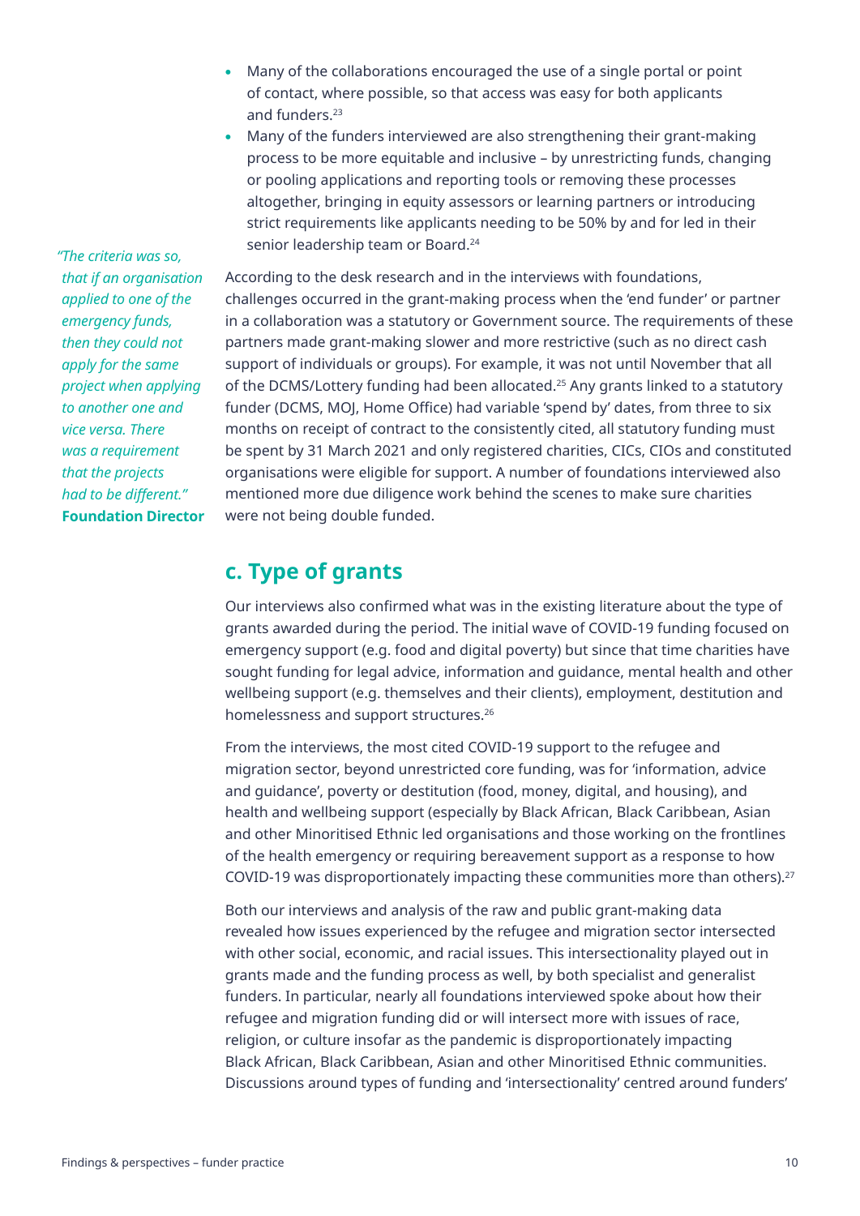- Many of the collaborations encouraged the use of a single portal or point of contact, where possible, so that access was easy for both applicants and funders.[23]
- Many of the funders interviewed are also strengthening their grant-making process to be more equitable and inclusive – by unrestricting funds, changing or pooling applications and reporting tools or removing these processes altogether, bringing in equity assessors or learning partners or introducing strict requirements like applicants needing to be 50% by and for led in their senior leadership team or Board.[24]

*"The criteria was so, that if an organisation applied to one of the emergency funds, then they could not apply for the same project when applying to another one and vice versa. There was a requirement that the projects had to be different."*
**Foundation Director**

According to the desk research and in the interviews with foundations, challenges occurred in the grant-making process when the 'end funder' or partner in a collaboration was a statutory or Government source. The requirements of these partners made grant-making slower and more restrictive (such as no direct cash support of individuals or groups). For example, it was not until November that all of the DCMS/Lottery funding had been allocated.[25] Any grants linked to a statutory funder (DCMS, MOJ, Home Office) had variable 'spend by' dates, from three to six months on receipt of contract to the consistently cited, all statutory funding must be spent by 31 March 2021 and only registered charities, CICs, CIOs and constituted organisations were eligible for support. A number of foundations interviewed also mentioned more due diligence work behind the scenes to make sure charities were not being double funded.

## c. Type of grants

Our interviews also confirmed what was in the existing literature about the type of grants awarded during the period. The initial wave of COVID-19 funding focused on emergency support (e.g. food and digital poverty) but since that time charities have sought funding for legal advice, information and guidance, mental health and other wellbeing support (e.g. themselves and their clients), employment, destitution and homelessness and support structures.[26]

From the interviews, the most cited COVID-19 support to the refugee and migration sector, beyond unrestricted core funding, was for 'information, advice and guidance', poverty or destitution (food, money, digital, and housing), and health and wellbeing support (especially by Black African, Black Caribbean, Asian and other Minoritised Ethnic led organisations and those working on the frontlines of the health emergency or requiring bereavement support as a response to how COVID-19 was disproportionately impacting these communities more than others).[27]

Both our interviews and analysis of the raw and public grant-making data revealed how issues experienced by the refugee and migration sector intersected with other social, economic, and racial issues. This intersectionality played out in grants made and the funding process as well, by both specialist and generalist funders. In particular, nearly all foundations interviewed spoke about how their refugee and migration funding did or will intersect more with issues of race, religion, or culture insofar as the pandemic is disproportionately impacting Black African, Black Caribbean, Asian and other Minoritised Ethnic communities. Discussions around types of funding and 'intersectionality' centred around funders'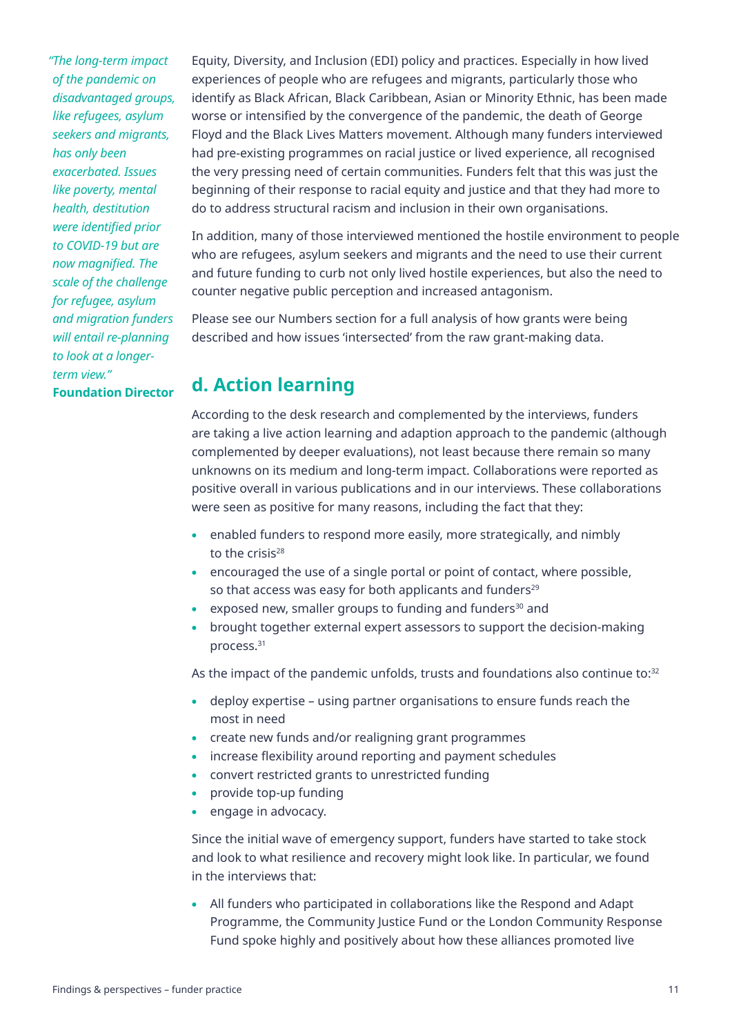Equity, Diversity, and Inclusion (EDI) policy and practices. Especially in how lived experiences of people who are refugees and migrants, particularly those who identify as Black African, Black Caribbean, Asian or Minority Ethnic, has been made worse or intensified by the convergence of the pandemic, the death of George Floyd and the Black Lives Matters movement. Although many funders interviewed had pre-existing programmes on racial justice or lived experience, all recognised the very pressing need of certain communities. Funders felt that this was just the beginning of their response to racial equity and justice and that they had more to do to address structural racism and inclusion in their own organisations.

In addition, many of those interviewed mentioned the hostile environment to people who are refugees, asylum seekers and migrants and the need to use their current and future funding to curb not only lived hostile experiences, but also the need to counter negative public perception and increased antagonism.

Please see our Numbers section for a full analysis of how grants were being described and how issues 'intersected' from the raw grant-making data.

*"The long-term impact of the pandemic on disadvantaged groups, like refugees, asylum seekers and migrants, has only been exacerbated. Issues like poverty, mental health, destitution were identified prior to COVID-19 but are now magnified. The scale of the challenge for refugee, asylum and migration funders will entail re-planning to look at a longer-term view."*
**Foundation Director**

## d. Action learning

According to the desk research and complemented by the interviews, funders are taking a live action learning and adaption approach to the pandemic (although complemented by deeper evaluations), not least because there remain so many unknowns on its medium and long-term impact. Collaborations were reported as positive overall in various publications and in our interviews. These collaborations were seen as positive for many reasons, including the fact that they:

- enabled funders to respond more easily, more strategically, and nimbly to the crisis[28]
- encouraged the use of a single portal or point of contact, where possible, so that access was easy for both applicants and funders[29]
- exposed new, smaller groups to funding and funders[30] and
- brought together external expert assessors to support the decision-making process.[31]

As the impact of the pandemic unfolds, trusts and foundations also continue to:[32]

- deploy expertise – using partner organisations to ensure funds reach the most in need
- create new funds and/or realigning grant programmes
- increase flexibility around reporting and payment schedules
- convert restricted grants to unrestricted funding
- provide top-up funding
- engage in advocacy.

Since the initial wave of emergency support, funders have started to take stock and look to what resilience and recovery might look like. In particular, we found in the interviews that:

- All funders who participated in collaborations like the Respond and Adapt Programme, the Community Justice Fund or the London Community Response Fund spoke highly and positively about how these alliances promoted live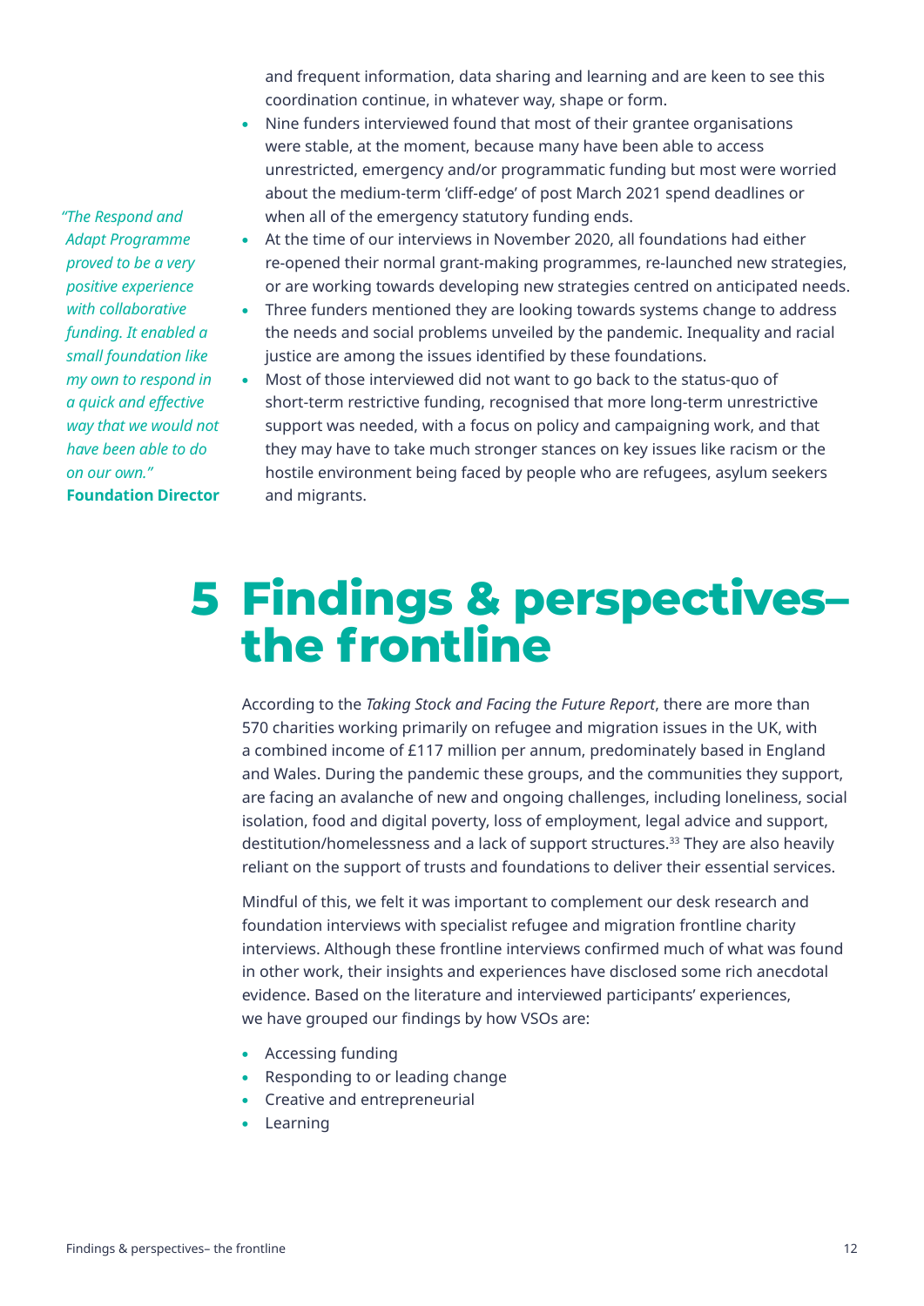and frequent information, data sharing and learning and are keen to see this coordination continue, in whatever way, shape or form.

- Nine funders interviewed found that most of their grantee organisations were stable, at the moment, because many have been able to access unrestricted, emergency and/or programmatic funding but most were worried about the medium-term 'cliff-edge' of post March 2021 spend deadlines or when all of the emergency statutory funding ends.
- At the time of our interviews in November 2020, all foundations had either re-opened their normal grant-making programmes, re-launched new strategies, or are working towards developing new strategies centred on anticipated needs.
- Three funders mentioned they are looking towards systems change to address the needs and social problems unveiled by the pandemic. Inequality and racial justice are among the issues identified by these foundations.
- Most of those interviewed did not want to go back to the status-quo of short-term restrictive funding, recognised that more long-term unrestrictive support was needed, with a focus on policy and campaigning work, and that they may have to take much stronger stances on key issues like racism or the hostile environment being faced by people who are refugees, asylum seekers and migrants.

*"The Respond and Adapt Programme proved to be a very positive experience with collaborative funding. It enabled a small foundation like my own to respond in a quick and effective way that we would not have been able to do on our own."*
**Foundation Director**

# 5 Findings & perspectives– the frontline

According to the *Taking Stock and Facing the Future Report*, there are more than 570 charities working primarily on refugee and migration issues in the UK, with a combined income of £117 million per annum, predominately based in England and Wales. During the pandemic these groups, and the communities they support, are facing an avalanche of new and ongoing challenges, including loneliness, social isolation, food and digital poverty, loss of employment, legal advice and support, destitution/homelessness and a lack of support structures.[33] They are also heavily reliant on the support of trusts and foundations to deliver their essential services.

Mindful of this, we felt it was important to complement our desk research and foundation interviews with specialist refugee and migration frontline charity interviews. Although these frontline interviews confirmed much of what was found in other work, their insights and experiences have disclosed some rich anecdotal evidence. Based on the literature and interviewed participants' experiences, we have grouped our findings by how VSOs are:

- Accessing funding
- Responding to or leading change
- Creative and entrepreneurial
- Learning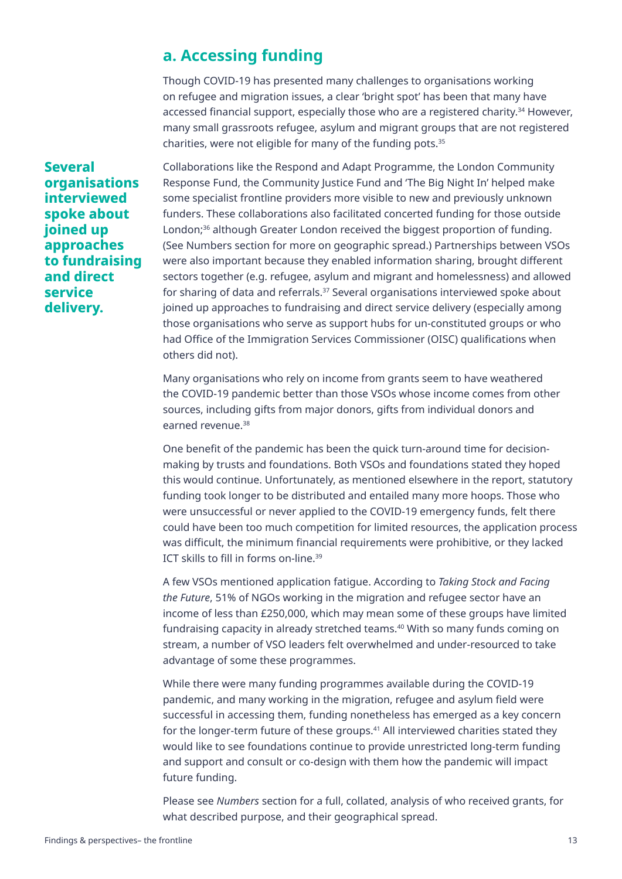## a. Accessing funding

Though COVID-19 has presented many challenges to organisations working on refugee and migration issues, a clear 'bright spot' has been that many have accessed financial support, especially those who are a registered charity.[34] However, many small grassroots refugee, asylum and migrant groups that are not registered charities, were not eligible for many of the funding pots.[35]

**Several organisations interviewed spoke about joined up approaches to fundraising and direct service delivery.**

Collaborations like the Respond and Adapt Programme, the London Community Response Fund, the Community Justice Fund and 'The Big Night In' helped make some specialist frontline providers more visible to new and previously unknown funders. These collaborations also facilitated concerted funding for those outside London;[36] although Greater London received the biggest proportion of funding. (See Numbers section for more on geographic spread.) Partnerships between VSOs were also important because they enabled information sharing, brought different sectors together (e.g. refugee, asylum and migrant and homelessness) and allowed for sharing of data and referrals.[37] Several organisations interviewed spoke about joined up approaches to fundraising and direct service delivery (especially among those organisations who serve as support hubs for un-constituted groups or who had Office of the Immigration Services Commissioner (OISC) qualifications when others did not).

Many organisations who rely on income from grants seem to have weathered the COVID-19 pandemic better than those VSOs whose income comes from other sources, including gifts from major donors, gifts from individual donors and earned revenue.[38]

One benefit of the pandemic has been the quick turn-around time for decision-making by trusts and foundations. Both VSOs and foundations stated they hoped this would continue. Unfortunately, as mentioned elsewhere in the report, statutory funding took longer to be distributed and entailed many more hoops. Those who were unsuccessful or never applied to the COVID-19 emergency funds, felt there could have been too much competition for limited resources, the application process was difficult, the minimum financial requirements were prohibitive, or they lacked ICT skills to fill in forms on-line.[39]

A few VSOs mentioned application fatigue. According to *Taking Stock and Facing the Future*, 51% of NGOs working in the migration and refugee sector have an income of less than £250,000, which may mean some of these groups have limited fundraising capacity in already stretched teams.[40] With so many funds coming on stream, a number of VSO leaders felt overwhelmed and under-resourced to take advantage of some these programmes.

While there were many funding programmes available during the COVID-19 pandemic, and many working in the migration, refugee and asylum field were successful in accessing them, funding nonetheless has emerged as a key concern for the longer-term future of these groups.[41] All interviewed charities stated they would like to see foundations continue to provide unrestricted long-term funding and support and consult or co-design with them how the pandemic will impact future funding.

Please see *Numbers* section for a full, collated, analysis of who received grants, for what described purpose, and their geographical spread.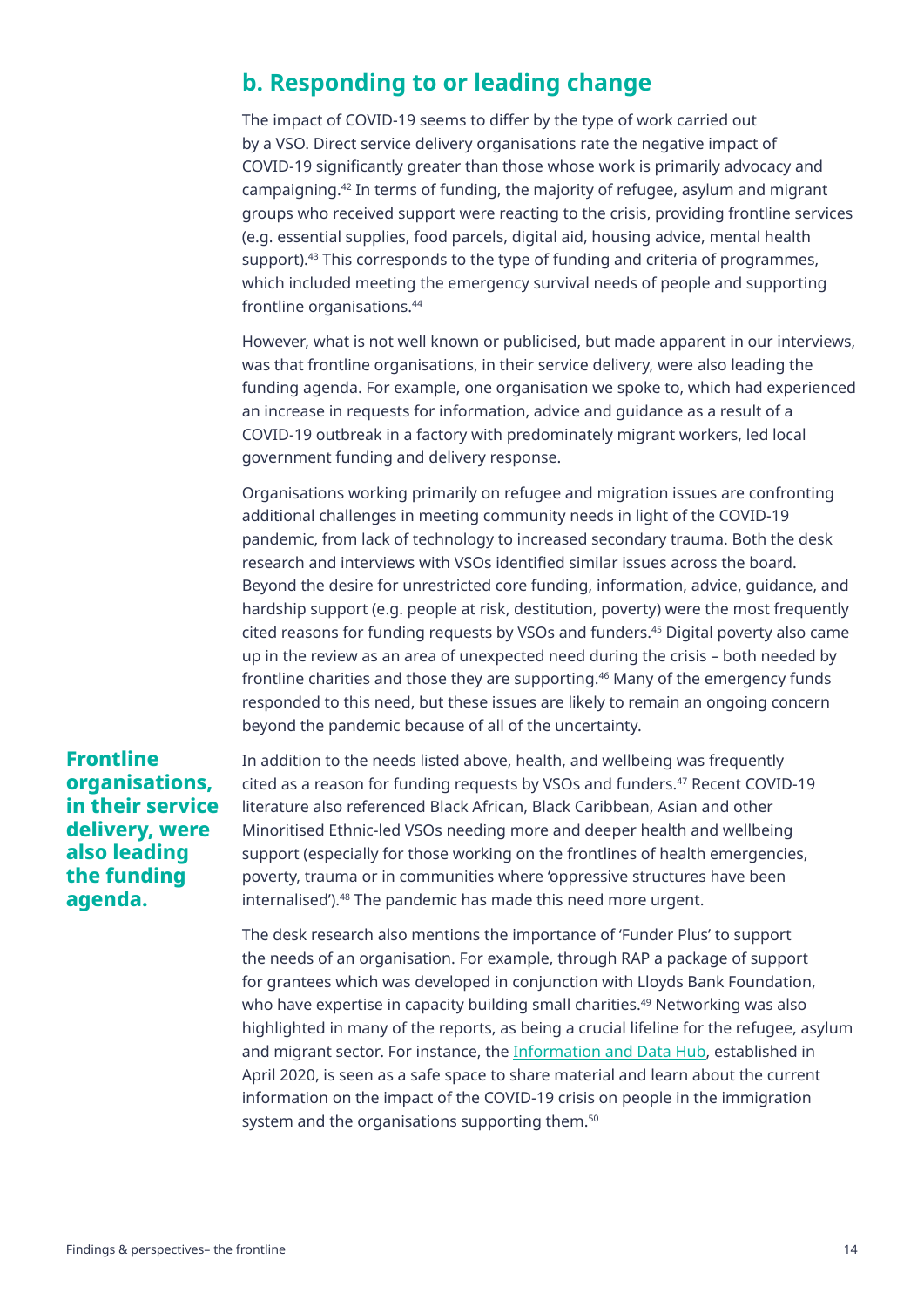## b. Responding to or leading change

The impact of COVID-19 seems to differ by the type of work carried out by a VSO. Direct service delivery organisations rate the negative impact of COVID-19 significantly greater than those whose work is primarily advocacy and campaigning.[42] In terms of funding, the majority of refugee, asylum and migrant groups who received support were reacting to the crisis, providing frontline services (e.g. essential supplies, food parcels, digital aid, housing advice, mental health support).[43] This corresponds to the type of funding and criteria of programmes, which included meeting the emergency survival needs of people and supporting frontline organisations.[44]

However, what is not well known or publicised, but made apparent in our interviews, was that frontline organisations, in their service delivery, were also leading the funding agenda. For example, one organisation we spoke to, which had experienced an increase in requests for information, advice and guidance as a result of a COVID-19 outbreak in a factory with predominately migrant workers, led local government funding and delivery response.

Organisations working primarily on refugee and migration issues are confronting additional challenges in meeting community needs in light of the COVID-19 pandemic, from lack of technology to increased secondary trauma. Both the desk research and interviews with VSOs identified similar issues across the board. Beyond the desire for unrestricted core funding, information, advice, guidance, and hardship support (e.g. people at risk, destitution, poverty) were the most frequently cited reasons for funding requests by VSOs and funders.[45] Digital poverty also came up in the review as an area of unexpected need during the crisis – both needed by frontline charities and those they are supporting.[46] Many of the emergency funds responded to this need, but these issues are likely to remain an ongoing concern beyond the pandemic because of all of the uncertainty.

**Frontline organisations, in their service delivery, were also leading the funding agenda.**

In addition to the needs listed above, health, and wellbeing was frequently cited as a reason for funding requests by VSOs and funders.[47] Recent COVID-19 literature also referenced Black African, Black Caribbean, Asian and other Minoritised Ethnic-led VSOs needing more and deeper health and wellbeing support (especially for those working on the frontlines of health emergencies, poverty, trauma or in communities where 'oppressive structures have been internalised').[48] The pandemic has made this need more urgent.

The desk research also mentions the importance of 'Funder Plus' to support the needs of an organisation. For example, through RAP a package of support for grantees which was developed in conjunction with Lloyds Bank Foundation, who have expertise in capacity building small charities.[49] Networking was also highlighted in many of the reports, as being a crucial lifeline for the refugee, asylum and migrant sector. For instance, the Information and Data Hub, established in April 2020, is seen as a safe space to share material and learn about the current information on the impact of the COVID-19 crisis on people in the immigration system and the organisations supporting them.[50]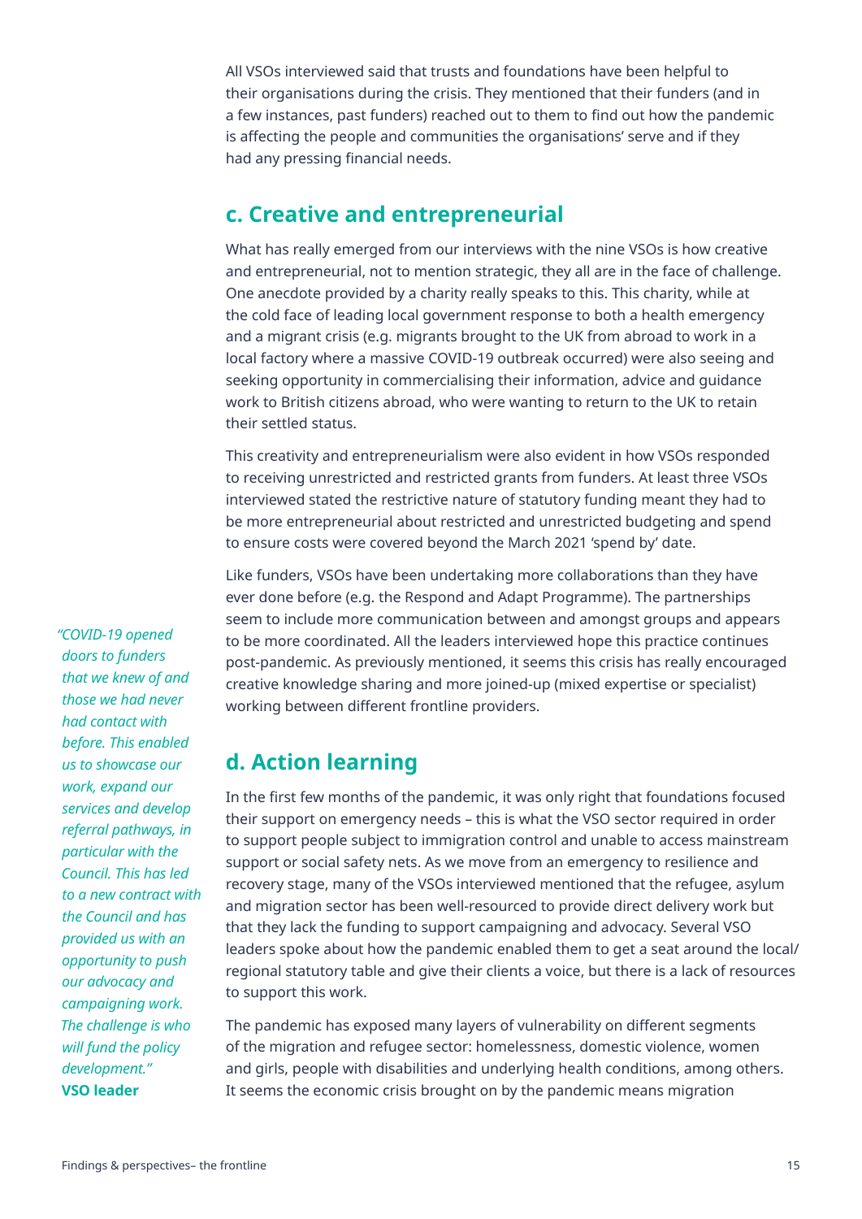All VSOs interviewed said that trusts and foundations have been helpful to their organisations during the crisis. They mentioned that their funders (and in a few instances, past funders) reached out to them to find out how the pandemic is affecting the people and communities the organisations' serve and if they had any pressing financial needs.

## c. Creative and entrepreneurial

What has really emerged from our interviews with the nine VSOs is how creative and entrepreneurial, not to mention strategic, they all are in the face of challenge. One anecdote provided by a charity really speaks to this. This charity, while at the cold face of leading local government response to both a health emergency and a migrant crisis (e.g. migrants brought to the UK from abroad to work in a local factory where a massive COVID-19 outbreak occurred) were also seeing and seeking opportunity in commercialising their information, advice and guidance work to British citizens abroad, who were wanting to return to the UK to retain their settled status.

This creativity and entrepreneurialism were also evident in how VSOs responded to receiving unrestricted and restricted grants from funders. At least three VSOs interviewed stated the restrictive nature of statutory funding meant they had to be more entrepreneurial about restricted and unrestricted budgeting and spend to ensure costs were covered beyond the March 2021 'spend by' date.

Like funders, VSOs have been undertaking more collaborations than they have ever done before (e.g. the Respond and Adapt Programme). The partnerships seem to include more communication between and amongst groups and appears to be more coordinated. All the leaders interviewed hope this practice continues post-pandemic. As previously mentioned, it seems this crisis has really encouraged creative knowledge sharing and more joined-up (mixed expertise or specialist) working between different frontline providers.

*"COVID-19 opened doors to funders that we knew of and those we had never had contact with before. This enabled us to showcase our work, expand our services and develop referral pathways, in particular with the Council. This has led to a new contract with the Council and has provided us with an opportunity to push our advocacy and campaigning work. The challenge is who will fund the policy development."*
**VSO leader**

## d. Action learning

In the first few months of the pandemic, it was only right that foundations focused their support on emergency needs – this is what the VSO sector required in order to support people subject to immigration control and unable to access mainstream support or social safety nets. As we move from an emergency to resilience and recovery stage, many of the VSOs interviewed mentioned that the refugee, asylum and migration sector has been well-resourced to provide direct delivery work but that they lack the funding to support campaigning and advocacy. Several VSO leaders spoke about how the pandemic enabled them to get a seat around the local/regional statutory table and give their clients a voice, but there is a lack of resources to support this work.

The pandemic has exposed many layers of vulnerability on different segments of the migration and refugee sector: homelessness, domestic violence, women and girls, people with disabilities and underlying health conditions, among others. It seems the economic crisis brought on by the pandemic means migration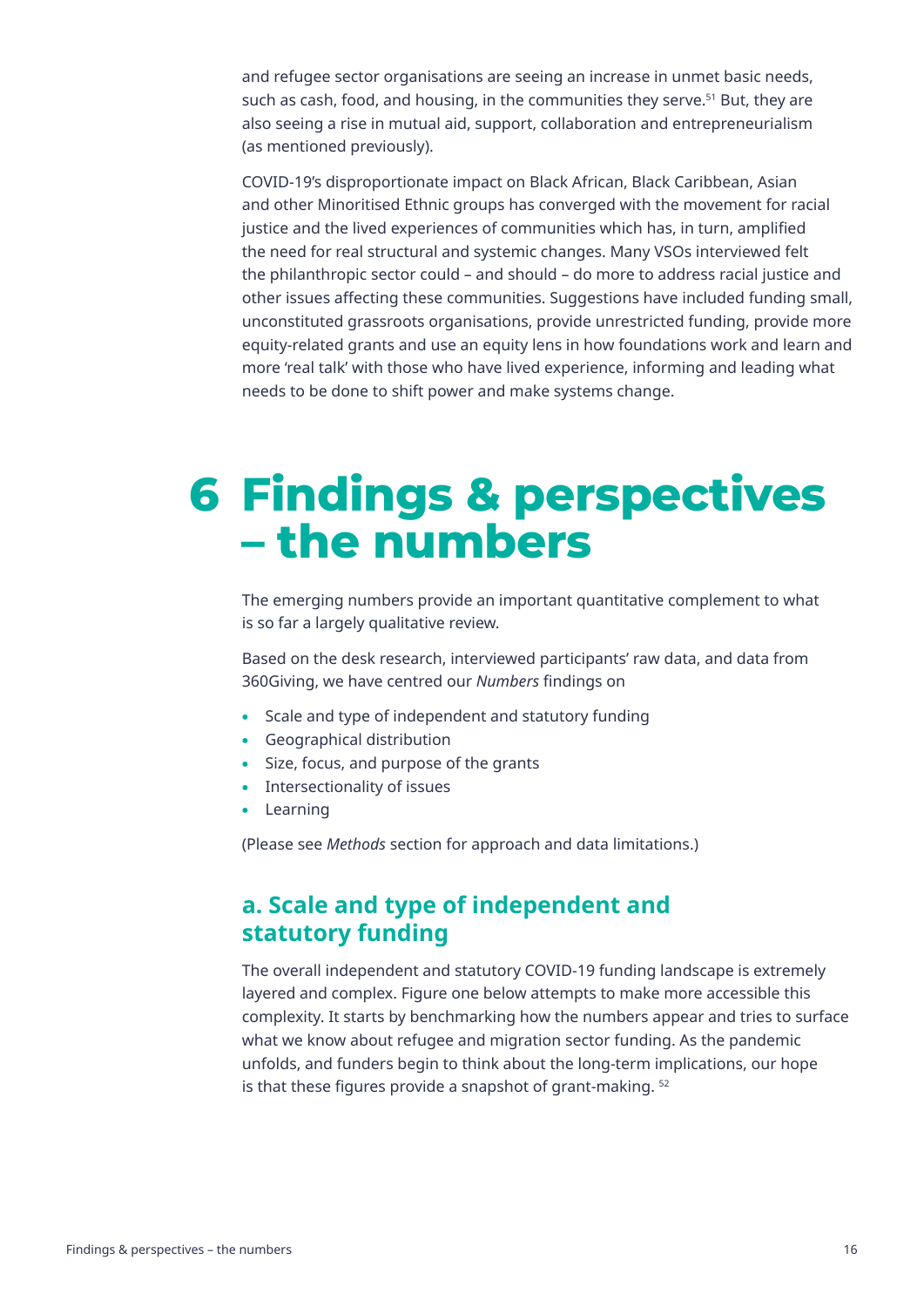and refugee sector organisations are seeing an increase in unmet basic needs, such as cash, food, and housing, in the communities they serve.[51] But, they are also seeing a rise in mutual aid, support, collaboration and entrepreneurialism (as mentioned previously).

COVID-19's disproportionate impact on Black African, Black Caribbean, Asian and other Minoritised Ethnic groups has converged with the movement for racial justice and the lived experiences of communities which has, in turn, amplified the need for real structural and systemic changes. Many VSOs interviewed felt the philanthropic sector could – and should – do more to address racial justice and other issues affecting these communities. Suggestions have included funding small, unconstituted grassroots organisations, provide unrestricted funding, provide more equity-related grants and use an equity lens in how foundations work and learn and more 'real talk' with those who have lived experience, informing and leading what needs to be done to shift power and make systems change.

# 6 Findings & perspectives – the numbers

The emerging numbers provide an important quantitative complement to what is so far a largely qualitative review.

Based on the desk research, interviewed participants' raw data, and data from 360Giving, we have centred our *Numbers* findings on

- Scale and type of independent and statutory funding
- Geographical distribution
- Size, focus, and purpose of the grants
- Intersectionality of issues
- Learning

(Please see *Methods* section for approach and data limitations.)

## a. Scale and type of independent and statutory funding

The overall independent and statutory COVID-19 funding landscape is extremely layered and complex. Figure one below attempts to make more accessible this complexity. It starts by benchmarking how the numbers appear and tries to surface what we know about refugee and migration sector funding. As the pandemic unfolds, and funders begin to think about the long-term implications, our hope is that these figures provide a snapshot of grant-making.[52]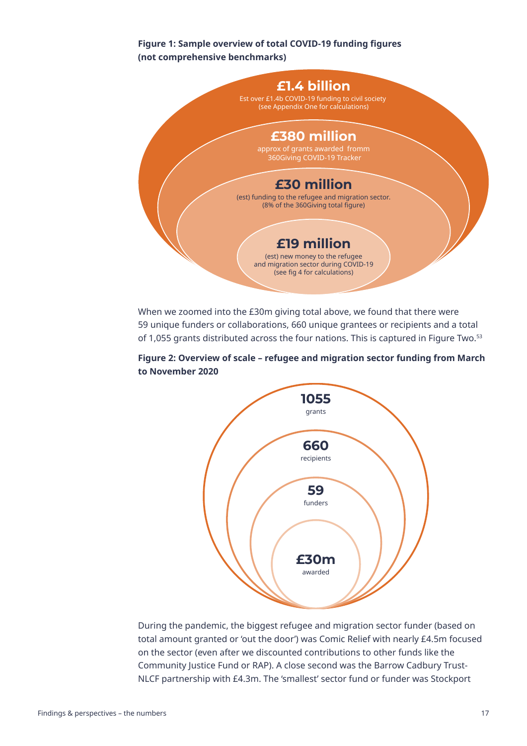**Figure 1: Sample overview of total COVID-19 funding figures (not comprehensive benchmarks)**

**£1.4 billion**
Est over £1.4b COVID-19 funding to civil society (see Appendix One for calculations)

**£380 million**
approx of grants awarded fromm 360Giving COVID-19 Tracker

**£30 million**
(est) funding to the refugee and migration sector. (8% of the 360Giving total figure)

**£19 million**
(est) new money to the refugee and migration sector during COVID-19 (see fig 4 for calculations)

When we zoomed into the £30m giving total above, we found that there were 59 unique funders or collaborations, 660 unique grantees or recipients and a total of 1,055 grants distributed across the four nations. This is captured in Figure Two.[53]

**Figure 2: Overview of scale – refugee and migration sector funding from March to November 2020**

**1055**
grants

**660**
recipients

**59**
funders

**£30m**
awarded

During the pandemic, the biggest refugee and migration sector funder (based on total amount granted or 'out the door') was Comic Relief with nearly £4.5m focused on the sector (even after we discounted contributions to other funds like the Community Justice Fund or RAP). A close second was the Barrow Cadbury Trust-NLCF partnership with £4.3m. The 'smallest' sector fund or funder was Stockport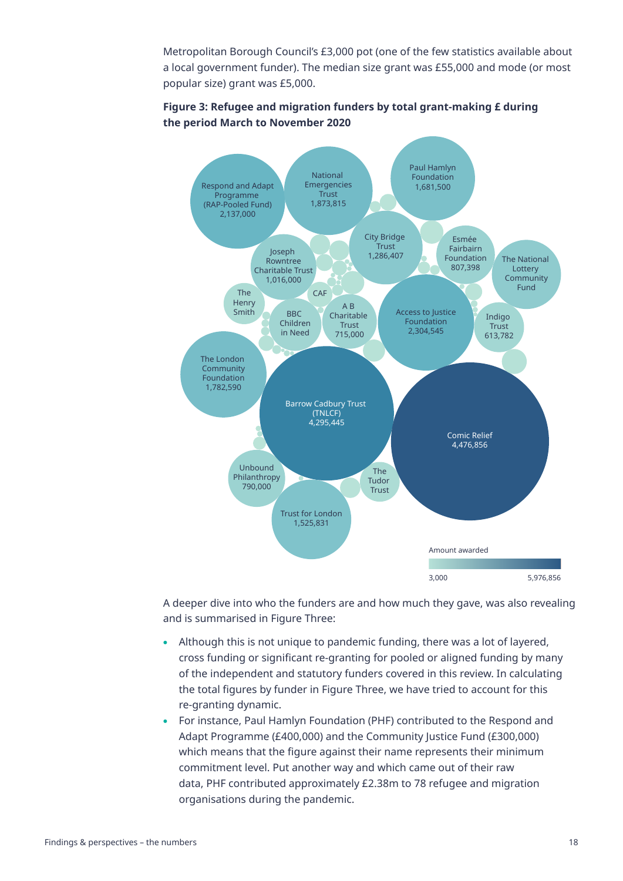Metropolitan Borough Council's £3,000 pot (one of the few statistics available about a local government funder). The median size grant was £55,000 and mode (or most popular size) grant was £5,000.

**Figure 3: Refugee and migration funders by total grant-making £ during the period March to November 2020**

| Funder | Amount (£) |
|---|---|
| Comic Relief | 4,476,856 |
| Barrow Cadbury Trust (TNLCF) | 4,295,445 |
| Access to Justice Foundation | 2,304,545 |
| Respond and Adapt Programme (RAP-Pooled Fund) | 2,137,000 |
| National Emergencies Trust | 1,873,815 |
| The London Community Foundation | 1,782,590 |
| Paul Hamlyn Foundation | 1,681,500 |
| Trust for London | 1,525,831 |
| City Bridge Trust | 1,286,407 |
| Joseph Rowntree Charitable Trust | 1,016,000 |
| Esmée Fairbairn Foundation | 807,398 |
| Unbound Philanthropy | 790,000 |
| A B Charitable Trust | 715,000 |
| Indigo Trust | 613,782 |
| The National Lottery Community Fund | |
| BBC Children in Need | |
| The Henry Smith | |
| CAF | |
| The Tudor Trust | |

Amount awarded: 3,000 – 5,976,856

A deeper dive into who the funders are and how much they gave, was also revealing and is summarised in Figure Three:

- Although this is not unique to pandemic funding, there was a lot of layered, cross funding or significant re-granting for pooled or aligned funding by many of the independent and statutory funders covered in this review. In calculating the total figures by funder in Figure Three, we have tried to account for this re-granting dynamic.
- For instance, Paul Hamlyn Foundation (PHF) contributed to the Respond and Adapt Programme (£400,000) and the Community Justice Fund (£300,000) which means that the figure against their name represents their minimum commitment level. Put another way and which came out of their raw data, PHF contributed approximately £2.38m to 78 refugee and migration organisations during the pandemic.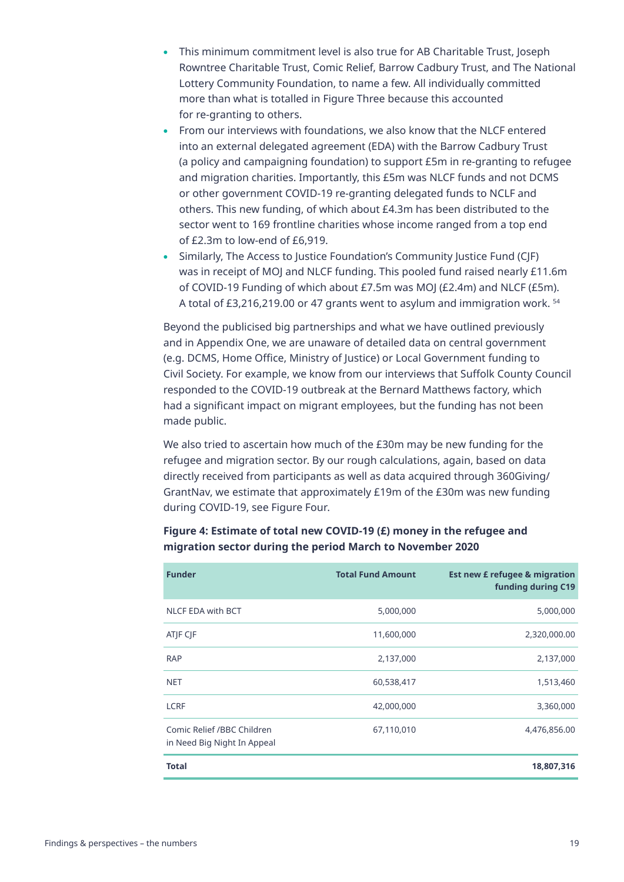- This minimum commitment level is also true for AB Charitable Trust, Joseph Rowntree Charitable Trust, Comic Relief, Barrow Cadbury Trust, and The National Lottery Community Foundation, to name a few. All individually committed more than what is totalled in Figure Three because this accounted for re-granting to others.
- From our interviews with foundations, we also know that the NLCF entered into an external delegated agreement (EDA) with the Barrow Cadbury Trust (a policy and campaigning foundation) to support £5m in re-granting to refugee and migration charities. Importantly, this £5m was NLCF funds and not DCMS or other government COVID-19 re-granting delegated funds to NCLF and others. This new funding, of which about £4.3m has been distributed to the sector went to 169 frontline charities whose income ranged from a top end of £2.3m to low-end of £6,919.
- Similarly, The Access to Justice Foundation's Community Justice Fund (CJF) was in receipt of MOJ and NLCF funding. This pooled fund raised nearly £11.6m of COVID-19 Funding of which about £7.5m was MOJ (£2.4m) and NLCF (£5m). A total of £3,216,219.00 or 47 grants went to asylum and immigration work. [54]

Beyond the publicised big partnerships and what we have outlined previously and in Appendix One, we are unaware of detailed data on central government (e.g. DCMS, Home Office, Ministry of Justice) or Local Government funding to Civil Society. For example, we know from our interviews that Suffolk County Council responded to the COVID-19 outbreak at the Bernard Matthews factory, which had a significant impact on migrant employees, but the funding has not been made public.

We also tried to ascertain how much of the £30m may be new funding for the refugee and migration sector. By our rough calculations, again, based on data directly received from participants as well as data acquired through 360Giving/GrantNav, we estimate that approximately £19m of the £30m was new funding during COVID-19, see Figure Four.

**Figure 4: Estimate of total new COVID-19 (£) money in the refugee and migration sector during the period March to November 2020**

| Funder | Total Fund Amount | Est new £ refugee & migration funding during C19 |
|---|---:|---:|
| NLCF EDA with BCT | 5,000,000 | 5,000,000 |
| ATJF CJF | 11,600,000 | 2,320,000.00 |
| RAP | 2,137,000 | 2,137,000 |
| NET | 60,538,417 | 1,513,460 |
| LCRF | 42,000,000 | 3,360,000 |
| Comic Relief /BBC Children in Need Big Night In Appeal | 67,110,010 | 4,476,856.00 |
| **Total** | | **18,807,316** |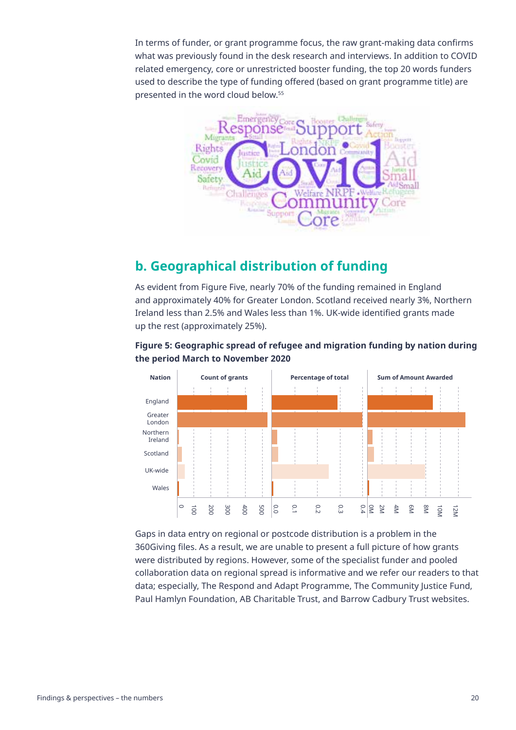In terms of funder, or grant programme focus, the raw grant-making data confirms what was previously found in the desk research and interviews. In addition to COVID related emergency, core or unrestricted booster funding, the top 20 words funders used to describe the type of funding offered (based on grant programme title) are presented in the word cloud below.[55]

## b. Geographical distribution of funding

As evident from Figure Five, nearly 70% of the funding remained in England and approximately 40% for Greater London. Scotland received nearly 3%, Northern Ireland less than 2.5% and Wales less than 1%. UK-wide identified grants made up the rest (approximately 25%).

**Figure 5: Geographic spread of refugee and migration funding by nation during the period March to November 2020**

Gaps in data entry on regional or postcode distribution is a problem in the 360Giving files. As a result, we are unable to present a full picture of how grants were distributed by regions. However, some of the specialist funder and pooled collaboration data on regional spread is informative and we refer our readers to that data; especially, The Respond and Adapt Programme, The Community Justice Fund, Paul Hamlyn Foundation, AB Charitable Trust, and Barrow Cadbury Trust websites.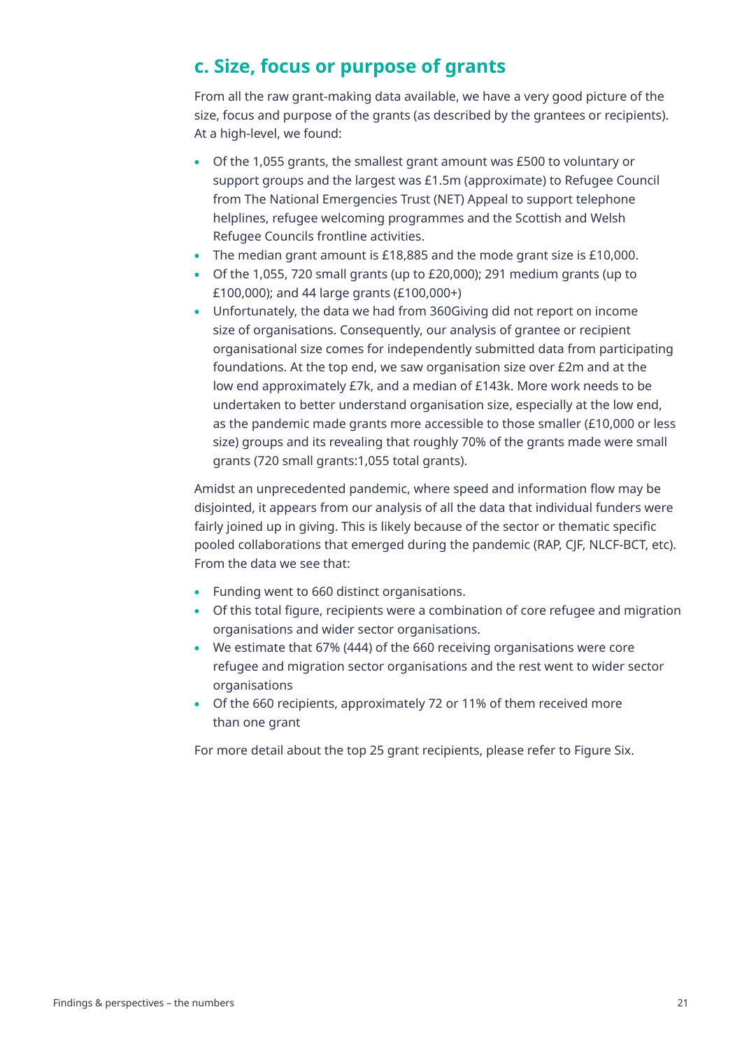## c. Size, focus or purpose of grants

From all the raw grant-making data available, we have a very good picture of the size, focus and purpose of the grants (as described by the grantees or recipients). At a high-level, we found:

- Of the 1,055 grants, the smallest grant amount was £500 to voluntary or support groups and the largest was £1.5m (approximate) to Refugee Council from The National Emergencies Trust (NET) Appeal to support telephone helplines, refugee welcoming programmes and the Scottish and Welsh Refugee Councils frontline activities.
- The median grant amount is £18,885 and the mode grant size is £10,000.
- Of the 1,055, 720 small grants (up to £20,000); 291 medium grants (up to £100,000); and 44 large grants (£100,000+)
- Unfortunately, the data we had from 360Giving did not report on income size of organisations. Consequently, our analysis of grantee or recipient organisational size comes for independently submitted data from participating foundations. At the top end, we saw organisation size over £2m and at the low end approximately £7k, and a median of £143k. More work needs to be undertaken to better understand organisation size, especially at the low end, as the pandemic made grants more accessible to those smaller (£10,000 or less size) groups and its revealing that roughly 70% of the grants made were small grants (720 small grants:1,055 total grants).

Amidst an unprecedented pandemic, where speed and information flow may be disjointed, it appears from our analysis of all the data that individual funders were fairly joined up in giving. This is likely because of the sector or thematic specific pooled collaborations that emerged during the pandemic (RAP, CJF, NLCF-BCT, etc). From the data we see that:

- Funding went to 660 distinct organisations.
- Of this total figure, recipients were a combination of core refugee and migration organisations and wider sector organisations.
- We estimate that 67% (444) of the 660 receiving organisations were core refugee and migration sector organisations and the rest went to wider sector organisations
- Of the 660 recipients, approximately 72 or 11% of them received more than one grant

For more detail about the top 25 grant recipients, please refer to Figure Six.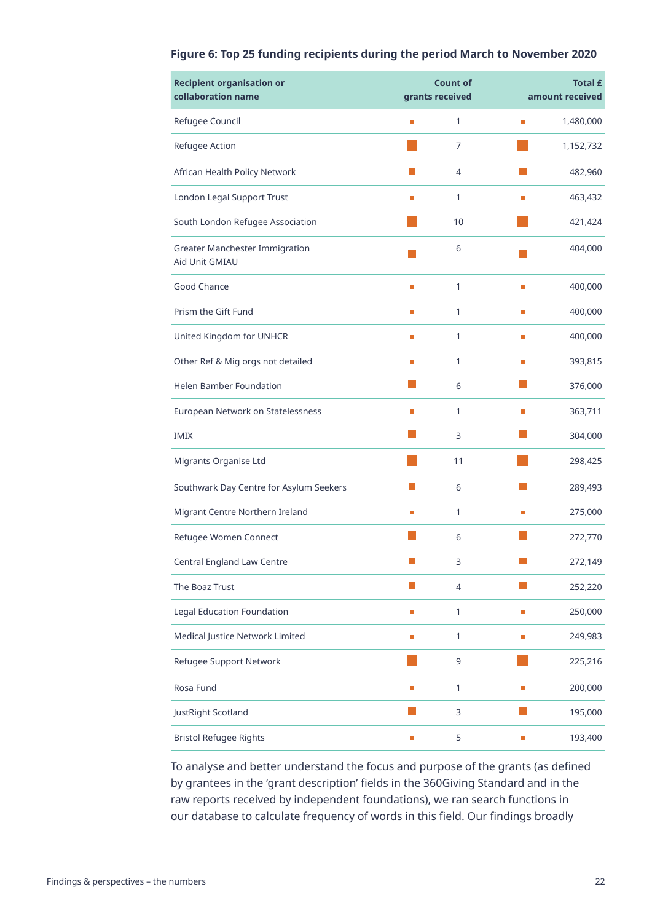**Figure 6: Top 25 funding recipients during the period March to November 2020**

| Recipient organisation or collaboration name | Count of grants received | Total £ amount received |
|---|---|---|
| Refugee Council | 1 | 1,480,000 |
| Refugee Action | 7 | 1,152,732 |
| African Health Policy Network | 4 | 482,960 |
| London Legal Support Trust | 1 | 463,432 |
| South London Refugee Association | 10 | 421,424 |
| Greater Manchester Immigration Aid Unit GMIAU | 6 | 404,000 |
| Good Chance | 1 | 400,000 |
| Prism the Gift Fund | 1 | 400,000 |
| United Kingdom for UNHCR | 1 | 400,000 |
| Other Ref & Mig orgs not detailed | 1 | 393,815 |
| Helen Bamber Foundation | 6 | 376,000 |
| European Network on Statelessness | 1 | 363,711 |
| IMIX | 3 | 304,000 |
| Migrants Organise Ltd | 11 | 298,425 |
| Southwark Day Centre for Asylum Seekers | 6 | 289,493 |
| Migrant Centre Northern Ireland | 1 | 275,000 |
| Refugee Women Connect | 6 | 272,770 |
| Central England Law Centre | 3 | 272,149 |
| The Boaz Trust | 4 | 252,220 |
| Legal Education Foundation | 1 | 250,000 |
| Medical Justice Network Limited | 1 | 249,983 |
| Refugee Support Network | 9 | 225,216 |
| Rosa Fund | 1 | 200,000 |
| JustRight Scotland | 3 | 195,000 |
| Bristol Refugee Rights | 5 | 193,400 |

To analyse and better understand the focus and purpose of the grants (as defined by grantees in the 'grant description' fields in the 360Giving Standard and in the raw reports received by independent foundations), we ran search functions in our database to calculate frequency of words in this field. Our findings broadly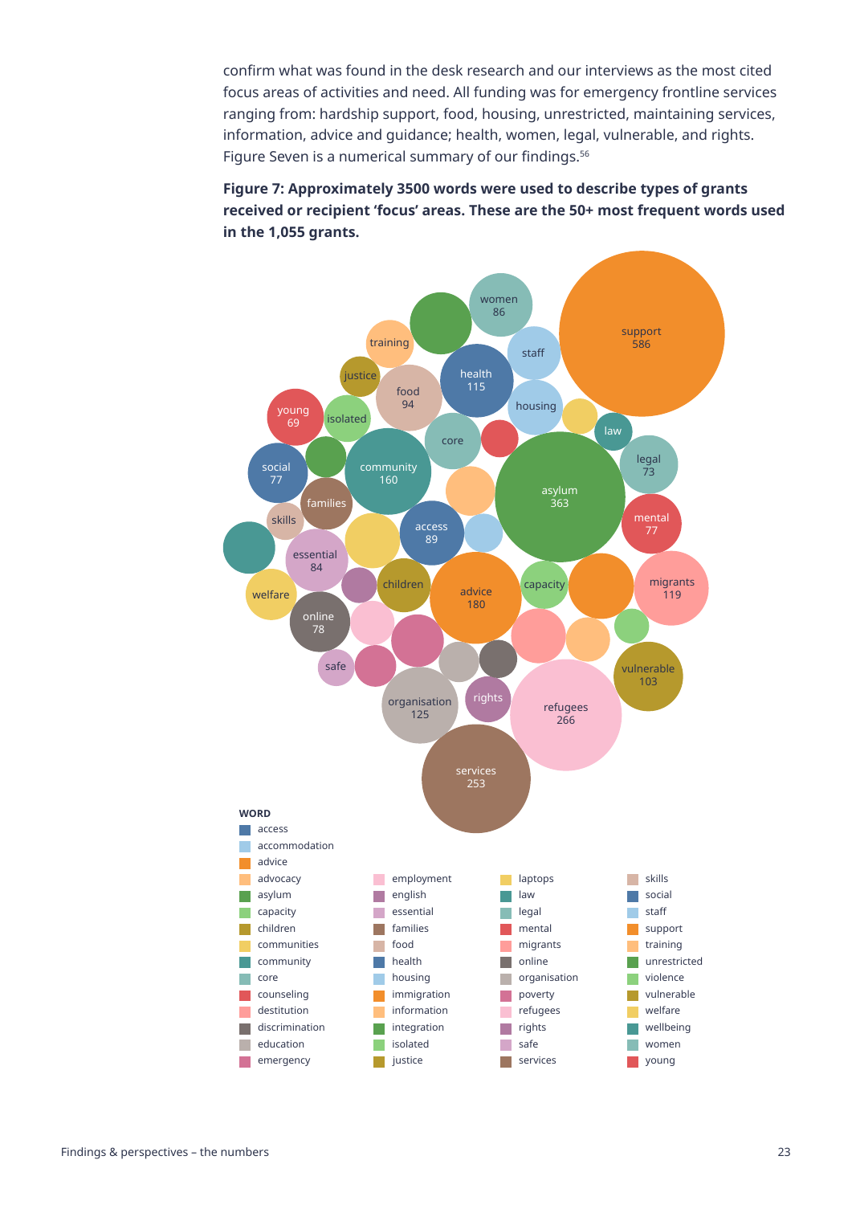confirm what was found in the desk research and our interviews as the most cited focus areas of activities and need. All funding was for emergency frontline services ranging from: hardship support, food, housing, unrestricted, maintaining services, information, advice and guidance; health, women, legal, vulnerable, and rights. Figure Seven is a numerical summary of our findings.[56]

**Figure 7: Approximately 3500 words were used to describe types of grants received or recipient 'focus' areas. These are the 50+ most frequent words used in the 1,055 grants.**

| Word | Count |
|---|---|
| support | 586 |
| asylum | 363 |
| refugees | 266 |
| services | 253 |
| advice | 180 |
| community | 160 |
| organisation | 125 |
| migrants | 119 |
| health | 115 |
| vulnerable | 103 |
| food | 94 |
| access | 89 |
| women | 86 |
| essential | 84 |
| online | 78 |
| social | 77 |
| mental | 77 |
| legal | 73 |
| young | 69 |

Other words shown: staff, housing, law, training, justice, isolated, core, families, skills, children, capacity, welfare, safe, rights.

**WORD**

access, accommodation, advice, advocacy, asylum, capacity, children, communities, community, core, counseling, destitution, discrimination, education, emergency, employment, english, essential, families, food, health, housing, immigration, information, integration, isolated, justice, laptops, law, legal, mental, migrants, online, organisation, poverty, refugees, rights, safe, services, skills, social, staff, support, training, unrestricted, violence, vulnerable, welfare, wellbeing, women, young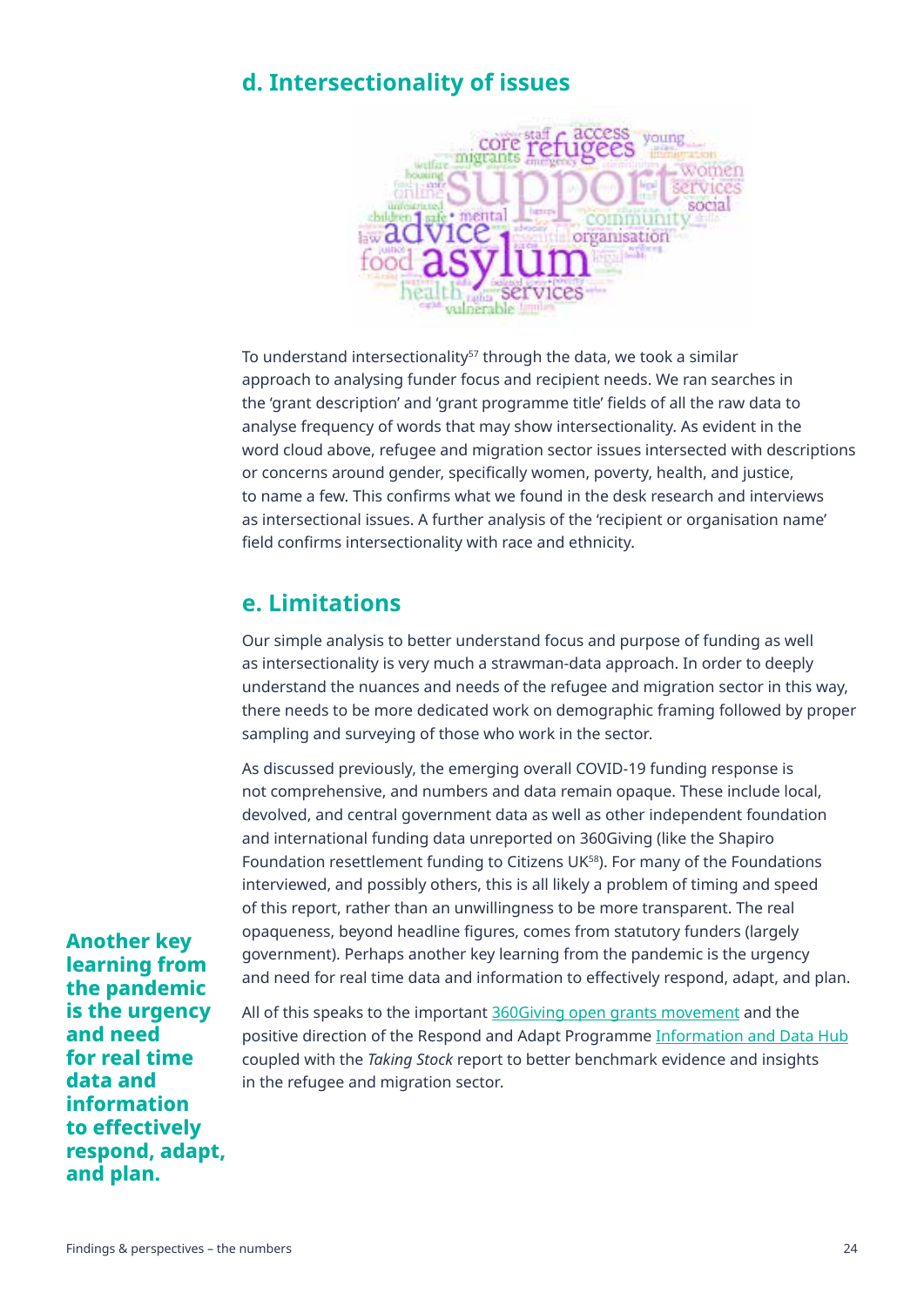## d. Intersectionality of issues

To understand intersectionality[57] through the data, we took a similar approach to analysing funder focus and recipient needs. We ran searches in the 'grant description' and 'grant programme title' fields of all the raw data to analyse frequency of words that may show intersectionality. As evident in the word cloud above, refugee and migration sector issues intersected with descriptions or concerns around gender, specifically women, poverty, health, and justice, to name a few. This confirms what we found in the desk research and interviews as intersectional issues. A further analysis of the 'recipient or organisation name' field confirms intersectionality with race and ethnicity.

## e. Limitations

Our simple analysis to better understand focus and purpose of funding as well as intersectionality is very much a strawman-data approach. In order to deeply understand the nuances and needs of the refugee and migration sector in this way, there needs to be more dedicated work on demographic framing followed by proper sampling and surveying of those who work in the sector.

As discussed previously, the emerging overall COVID-19 funding response is not comprehensive, and numbers and data remain opaque. These include local, devolved, and central government data as well as other independent foundation and international funding data unreported on 360Giving (like the Shapiro Foundation resettlement funding to Citizens UK[58]). For many of the Foundations interviewed, and possibly others, this is all likely a problem of timing and speed of this report, rather than an unwillingness to be more transparent. The real opaqueness, beyond headline figures, comes from statutory funders (largely government). Perhaps another key learning from the pandemic is the urgency and need for real time data and information to effectively respond, adapt, and plan.

**Another key learning from the pandemic is the urgency and need for real time data and information to effectively respond, adapt, and plan.**

All of this speaks to the important 360Giving open grants movement and the positive direction of the Respond and Adapt Programme Information and Data Hub coupled with the *Taking Stock* report to better benchmark evidence and insights in the refugee and migration sector.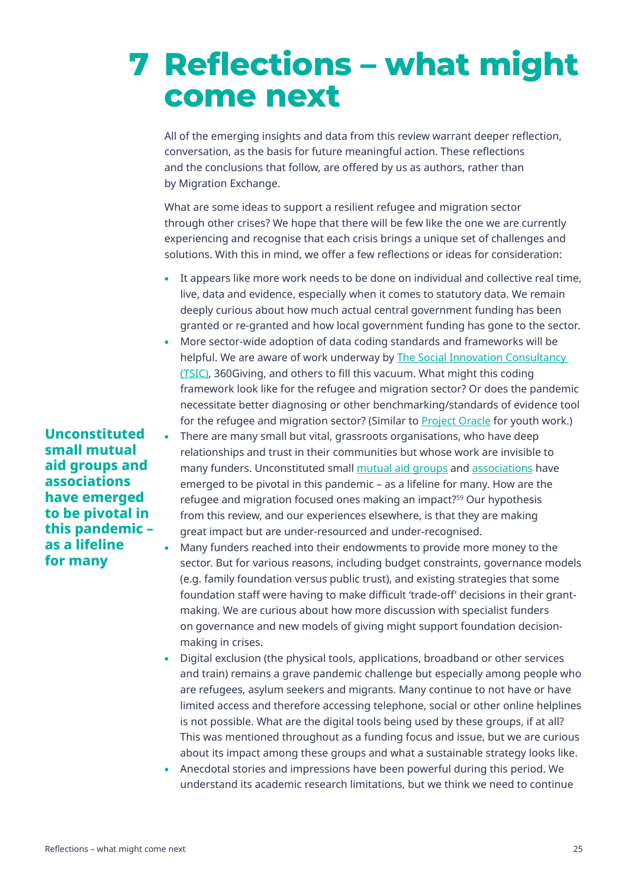# 7 Reflections – what might come next

All of the emerging insights and data from this review warrant deeper reflection, conversation, as the basis for future meaningful action. These reflections and the conclusions that follow, are offered by us as authors, rather than by Migration Exchange.

What are some ideas to support a resilient refugee and migration sector through other crises? We hope that there will be few like the one we are currently experiencing and recognise that each crisis brings a unique set of challenges and solutions. With this in mind, we offer a few reflections or ideas for consideration:

**Unconstituted small mutual aid groups and associations have emerged to be pivotal in this pandemic – as a lifeline for many**

- It appears like more work needs to be done on individual and collective real time, live, data and evidence, especially when it comes to statutory data. We remain deeply curious about how much actual central government funding has been granted or re-granted and how local government funding has gone to the sector.
- More sector-wide adoption of data coding standards and frameworks will be helpful. We are aware of work underway by The Social Innovation Consultancy (TSIC), 360Giving, and others to fill this vacuum. What might this coding framework look like for the refugee and migration sector? Or does the pandemic necessitate better diagnosing or other benchmarking/standards of evidence tool for the refugee and migration sector? (Similar to Project Oracle for youth work.)
- There are many small but vital, grassroots organisations, who have deep relationships and trust in their communities but whose work are invisible to many funders. Unconstituted small mutual aid groups and associations have emerged to be pivotal in this pandemic – as a lifeline for many. How are the refugee and migration focused ones making an impact?[59] Our hypothesis from this review, and our experiences elsewhere, is that they are making great impact but are under-resourced and under-recognised.
- Many funders reached into their endowments to provide more money to the sector. But for various reasons, including budget constraints, governance models (e.g. family foundation versus public trust), and existing strategies that some foundation staff were having to make difficult 'trade-off' decisions in their grant-making. We are curious about how more discussion with specialist funders on governance and new models of giving might support foundation decision-making in crises.
- Digital exclusion (the physical tools, applications, broadband or other services and train) remains a grave pandemic challenge but especially among people who are refugees, asylum seekers and migrants. Many continue to not have or have limited access and therefore accessing telephone, social or other online helplines is not possible. What are the digital tools being used by these groups, if at all? This was mentioned throughout as a funding focus and issue, but we are curious about its impact among these groups and what a sustainable strategy looks like.
- Anecdotal stories and impressions have been powerful during this period. We understand its academic research limitations, but we think we need to continue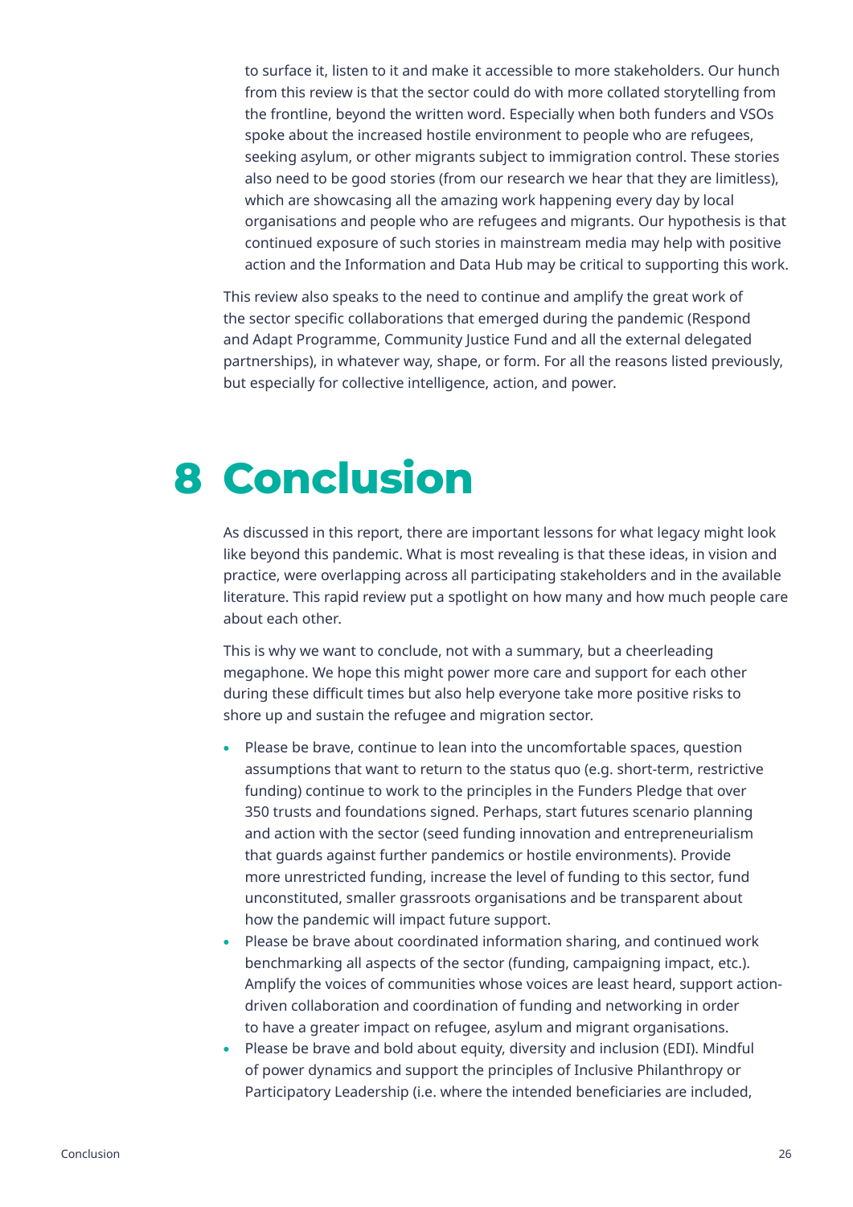to surface it, listen to it and make it accessible to more stakeholders. Our hunch from this review is that the sector could do with more collated storytelling from the frontline, beyond the written word. Especially when both funders and VSOs spoke about the increased hostile environment to people who are refugees, seeking asylum, or other migrants subject to immigration control. These stories also need to be good stories (from our research we hear that they are limitless), which are showcasing all the amazing work happening every day by local organisations and people who are refugees and migrants. Our hypothesis is that continued exposure of such stories in mainstream media may help with positive action and the Information and Data Hub may be critical to supporting this work.

This review also speaks to the need to continue and amplify the great work of the sector specific collaborations that emerged during the pandemic (Respond and Adapt Programme, Community Justice Fund and all the external delegated partnerships), in whatever way, shape, or form. For all the reasons listed previously, but especially for collective intelligence, action, and power.

# 8 Conclusion

As discussed in this report, there are important lessons for what legacy might look like beyond this pandemic. What is most revealing is that these ideas, in vision and practice, were overlapping across all participating stakeholders and in the available literature. This rapid review put a spotlight on how many and how much people care about each other.

This is why we want to conclude, not with a summary, but a cheerleading megaphone. We hope this might power more care and support for each other during these difficult times but also help everyone take more positive risks to shore up and sustain the refugee and migration sector.

- Please be brave, continue to lean into the uncomfortable spaces, question assumptions that want to return to the status quo (e.g. short-term, restrictive funding) continue to work to the principles in the Funders Pledge that over 350 trusts and foundations signed. Perhaps, start futures scenario planning and action with the sector (seed funding innovation and entrepreneurialism that guards against further pandemics or hostile environments). Provide more unrestricted funding, increase the level of funding to this sector, fund unconstituted, smaller grassroots organisations and be transparent about how the pandemic will impact future support.
- Please be brave about coordinated information sharing, and continued work benchmarking all aspects of the sector (funding, campaigning impact, etc.). Amplify the voices of communities whose voices are least heard, support action-driven collaboration and coordination of funding and networking in order to have a greater impact on refugee, asylum and migrant organisations.
- Please be brave and bold about equity, diversity and inclusion (EDI). Mindful of power dynamics and support the principles of Inclusive Philanthropy or Participatory Leadership (i.e. where the intended beneficiaries are included,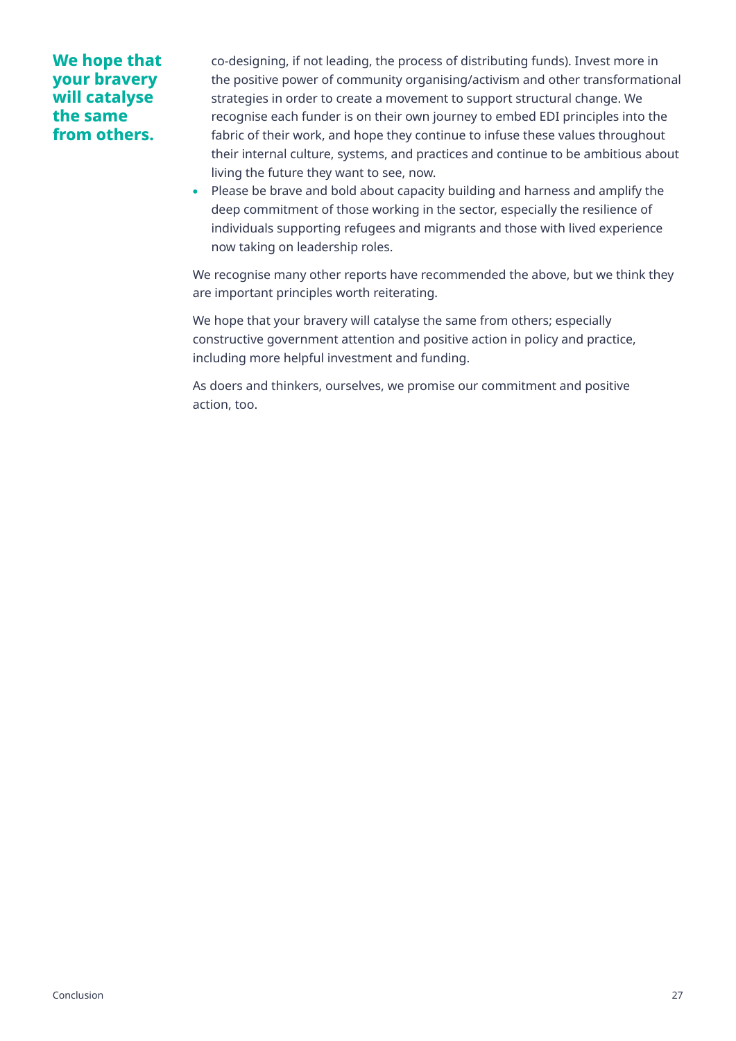**We hope that your bravery will catalyse the same from others.**

co-designing, if not leading, the process of distributing funds). Invest more in the positive power of community organising/activism and other transformational strategies in order to create a movement to support structural change. We recognise each funder is on their own journey to embed EDI principles into the fabric of their work, and hope they continue to infuse these values throughout their internal culture, systems, and practices and continue to be ambitious about living the future they want to see, now.

- Please be brave and bold about capacity building and harness and amplify the deep commitment of those working in the sector, especially the resilience of individuals supporting refugees and migrants and those with lived experience now taking on leadership roles.

We recognise many other reports have recommended the above, but we think they are important principles worth reiterating.

We hope that your bravery will catalyse the same from others; especially constructive government attention and positive action in policy and practice, including more helpful investment and funding.

As doers and thinkers, ourselves, we promise our commitment and positive action, too.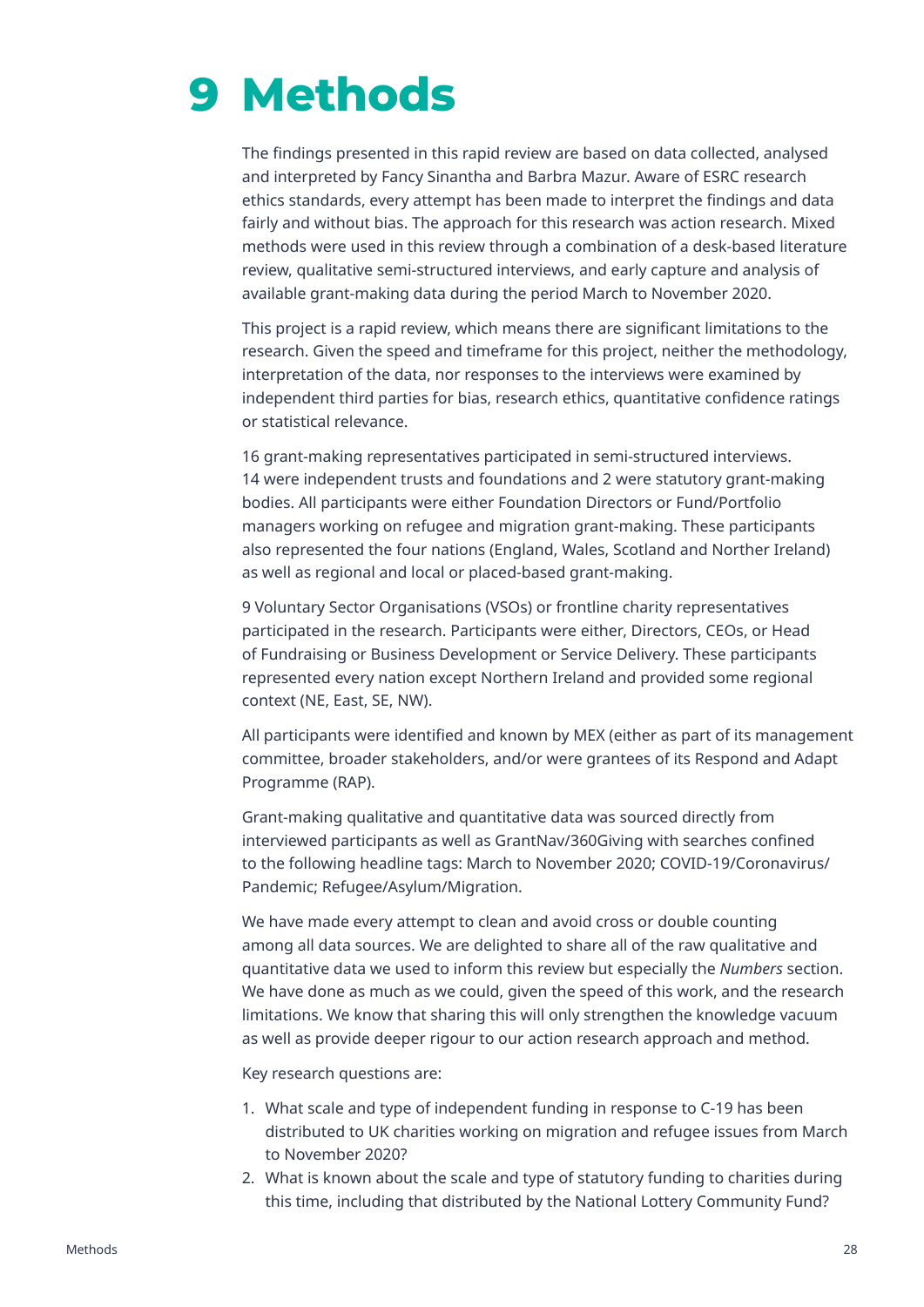# 9 Methods

The findings presented in this rapid review are based on data collected, analysed and interpreted by Fancy Sinantha and Barbra Mazur. Aware of ESRC research ethics standards, every attempt has been made to interpret the findings and data fairly and without bias. The approach for this research was action research. Mixed methods were used in this review through a combination of a desk-based literature review, qualitative semi-structured interviews, and early capture and analysis of available grant-making data during the period March to November 2020.

This project is a rapid review, which means there are significant limitations to the research. Given the speed and timeframe for this project, neither the methodology, interpretation of the data, nor responses to the interviews were examined by independent third parties for bias, research ethics, quantitative confidence ratings or statistical relevance.

16 grant-making representatives participated in semi-structured interviews. 14 were independent trusts and foundations and 2 were statutory grant-making bodies. All participants were either Foundation Directors or Fund/Portfolio managers working on refugee and migration grant-making. These participants also represented the four nations (England, Wales, Scotland and Norther Ireland) as well as regional and local or placed-based grant-making.

9 Voluntary Sector Organisations (VSOs) or frontline charity representatives participated in the research. Participants were either, Directors, CEOs, or Head of Fundraising or Business Development or Service Delivery. These participants represented every nation except Northern Ireland and provided some regional context (NE, East, SE, NW).

All participants were identified and known by MEX (either as part of its management committee, broader stakeholders, and/or were grantees of its Respond and Adapt Programme (RAP).

Grant-making qualitative and quantitative data was sourced directly from interviewed participants as well as GrantNav/360Giving with searches confined to the following headline tags: March to November 2020; COVID-19/Coronavirus/Pandemic; Refugee/Asylum/Migration.

We have made every attempt to clean and avoid cross or double counting among all data sources. We are delighted to share all of the raw qualitative and quantitative data we used to inform this review but especially the *Numbers* section. We have done as much as we could, given the speed of this work, and the research limitations. We know that sharing this will only strengthen the knowledge vacuum as well as provide deeper rigour to our action research approach and method.

Key research questions are:

1. What scale and type of independent funding in response to C-19 has been distributed to UK charities working on migration and refugee issues from March to November 2020?
2. What is known about the scale and type of statutory funding to charities during this time, including that distributed by the National Lottery Community Fund?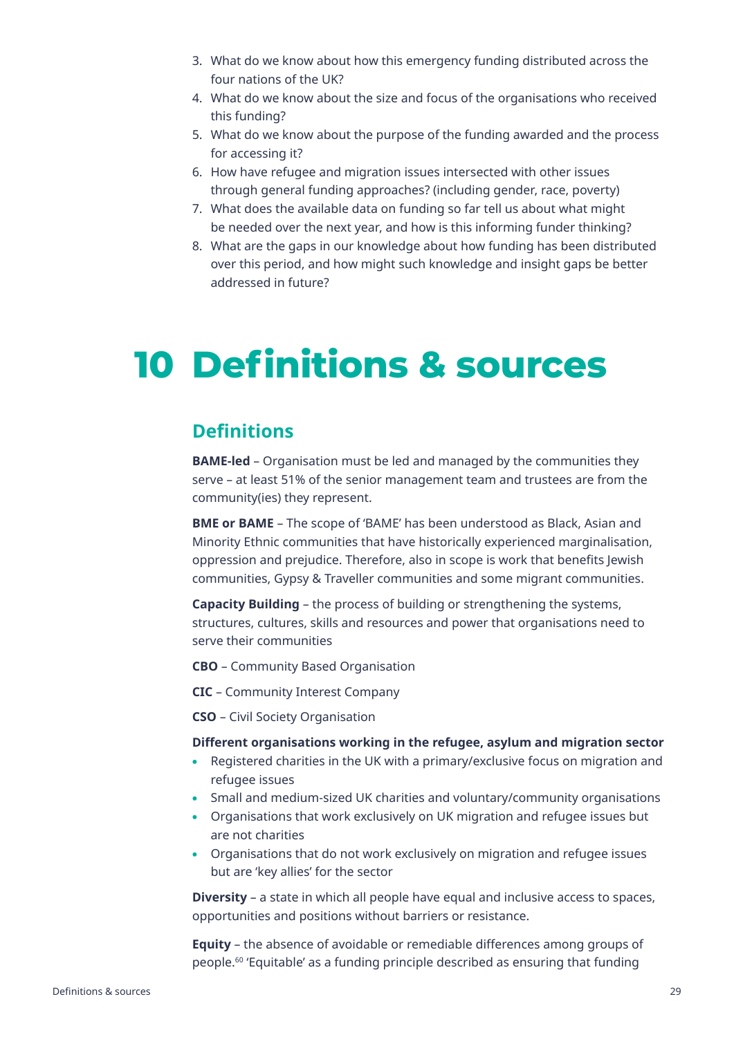3. What do we know about how this emergency funding distributed across the four nations of the UK?
4. What do we know about the size and focus of the organisations who received this funding?
5. What do we know about the purpose of the funding awarded and the process for accessing it?
6. How have refugee and migration issues intersected with other issues through general funding approaches? (including gender, race, poverty)
7. What does the available data on funding so far tell us about what might be needed over the next year, and how is this informing funder thinking?
8. What are the gaps in our knowledge about how funding has been distributed over this period, and how might such knowledge and insight gaps be better addressed in future?

# 10 Definitions & sources

## Definitions

**BAME-led** – Organisation must be led and managed by the communities they serve – at least 51% of the senior management team and trustees are from the community(ies) they represent.

**BME or BAME** – The scope of 'BAME' has been understood as Black, Asian and Minority Ethnic communities that have historically experienced marginalisation, oppression and prejudice. Therefore, also in scope is work that benefits Jewish communities, Gypsy & Traveller communities and some migrant communities.

**Capacity Building** – the process of building or strengthening the systems, structures, cultures, skills and resources and power that organisations need to serve their communities

**CBO** – Community Based Organisation

**CIC** – Community Interest Company

**CSO** – Civil Society Organisation

**Different organisations working in the refugee, asylum and migration sector**

- Registered charities in the UK with a primary/exclusive focus on migration and refugee issues
- Small and medium-sized UK charities and voluntary/community organisations
- Organisations that work exclusively on UK migration and refugee issues but are not charities
- Organisations that do not work exclusively on migration and refugee issues but are 'key allies' for the sector

**Diversity** – a state in which all people have equal and inclusive access to spaces, opportunities and positions without barriers or resistance.

**Equity** – the absence of avoidable or remediable differences among groups of people.[60] 'Equitable' as a funding principle described as ensuring that funding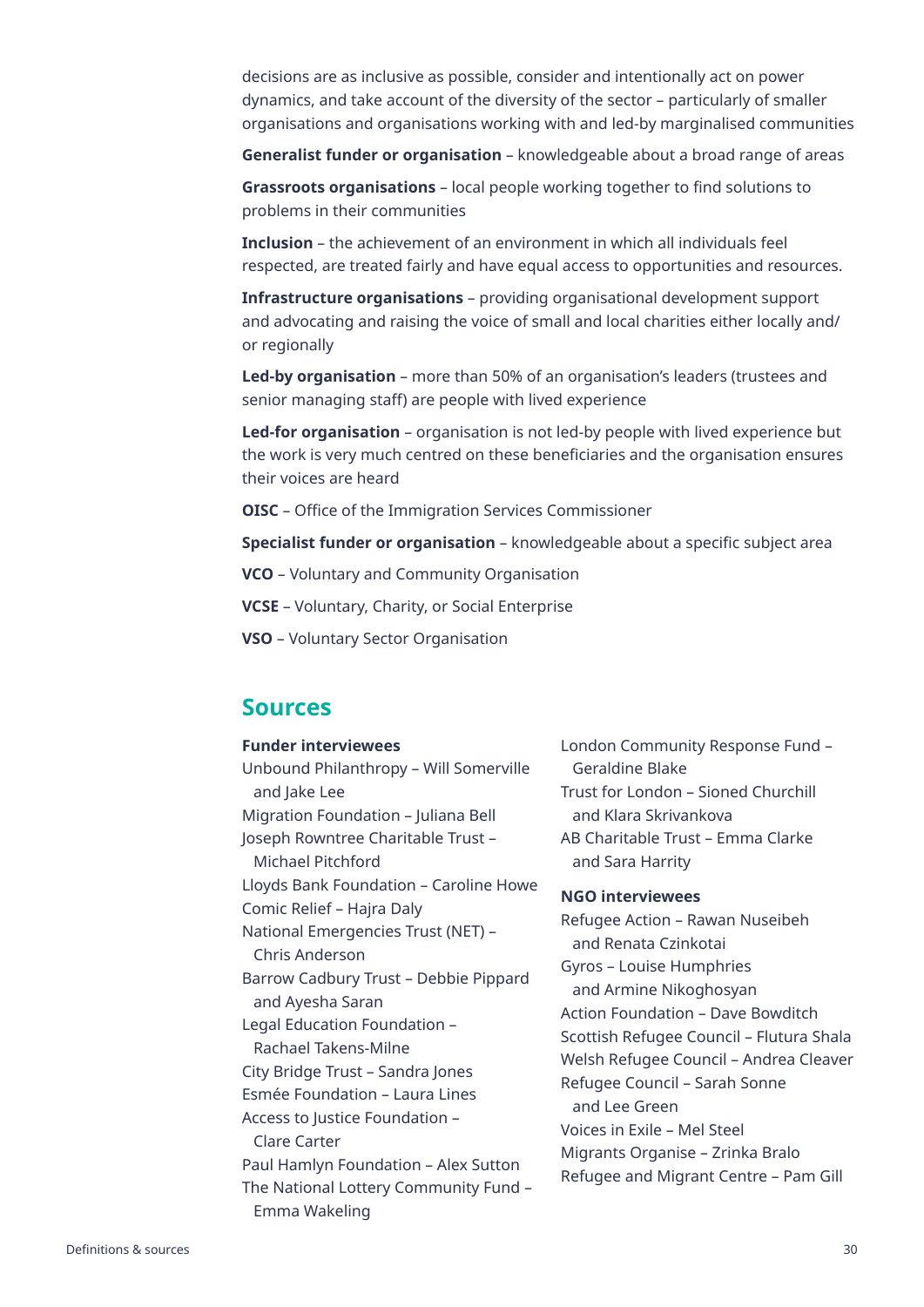decisions are as inclusive as possible, consider and intentionally act on power dynamics, and take account of the diversity of the sector – particularly of smaller organisations and organisations working with and led-by marginalised communities

**Generalist funder or organisation** – knowledgeable about a broad range of areas

**Grassroots organisations** – local people working together to find solutions to problems in their communities

**Inclusion** – the achievement of an environment in which all individuals feel respected, are treated fairly and have equal access to opportunities and resources.

**Infrastructure organisations** – providing organisational development support and advocating and raising the voice of small and local charities either locally and/or regionally

**Led-by organisation** – more than 50% of an organisation's leaders (trustees and senior managing staff) are people with lived experience

**Led-for organisation** – organisation is not led-by people with lived experience but the work is very much centred on these beneficiaries and the organisation ensures their voices are heard

**OISC** – Office of the Immigration Services Commissioner

**Specialist funder or organisation** – knowledgeable about a specific subject area

**VCO** – Voluntary and Community Organisation

**VCSE** – Voluntary, Charity, or Social Enterprise

**VSO** – Voluntary Sector Organisation

## Sources

**Funder interviewees**

- Unbound Philanthropy – Will Somerville and Jake Lee
- Migration Foundation – Juliana Bell
- Joseph Rowntree Charitable Trust – Michael Pitchford
- Lloyds Bank Foundation – Caroline Howe
- Comic Relief – Hajra Daly
- National Emergencies Trust (NET) – Chris Anderson
- Barrow Cadbury Trust – Debbie Pippard and Ayesha Saran
- Legal Education Foundation – Rachael Takens-Milne
- City Bridge Trust – Sandra Jones
- Esmée Foundation – Laura Lines
- Access to Justice Foundation – Clare Carter
- Paul Hamlyn Foundation – Alex Sutton
- The National Lottery Community Fund – Emma Wakeling
- London Community Response Fund – Geraldine Blake
- Trust for London – Sioned Churchill and Klara Skrivankova
- AB Charitable Trust – Emma Clarke and Sara Harrity

**NGO interviewees**

- Refugee Action – Rawan Nuseibeh and Renata Czinkotai
- Gyros – Louise Humphries and Armine Nikoghosyan
- Action Foundation – Dave Bowditch
- Scottish Refugee Council – Flutura Shala
- Welsh Refugee Council – Andrea Cleaver
- Refugee Council – Sarah Sonne and Lee Green
- Voices in Exile – Mel Steel
- Migrants Organise – Zrinka Bralo
- Refugee and Migrant Centre – Pam Gill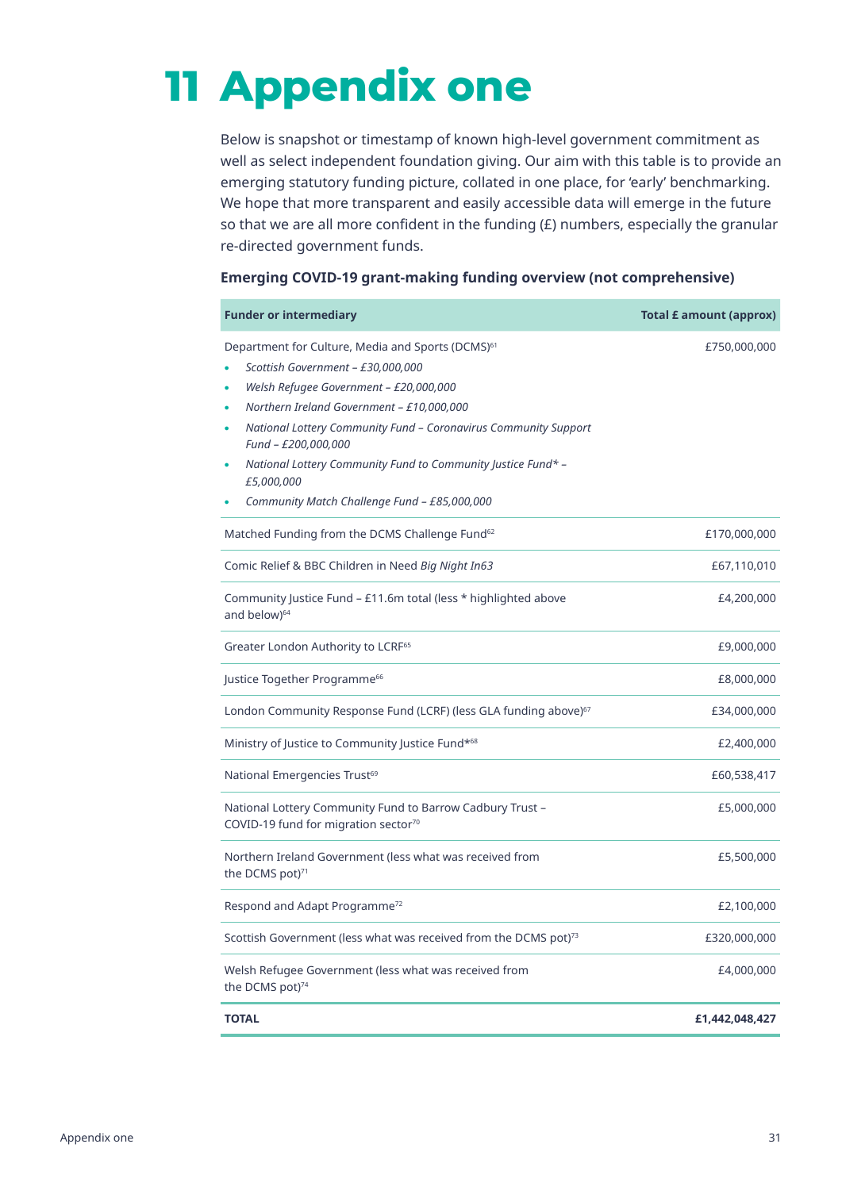# 11 Appendix one

Below is snapshot or timestamp of known high-level government commitment as well as select independent foundation giving. Our aim with this table is to provide an emerging statutory funding picture, collated in one place, for 'early' benchmarking. We hope that more transparent and easily accessible data will emerge in the future so that we are all more confident in the funding (£) numbers, especially the granular re-directed government funds.

**Emerging COVID-19 grant-making funding overview (not comprehensive)**

| Funder or intermediary | Total £ amount (approx) |
|---|---|
| Department for Culture, Media and Sports (DCMS)[61]<br>• *Scottish Government – £30,000,000*<br>• *Welsh Refugee Government – £20,000,000*<br>• *Northern Ireland Government – £10,000,000*<br>• *National Lottery Community Fund – Coronavirus Community Support Fund – £200,000,000*<br>• *National Lottery Community Fund to Community Justice Fund* – £5,000,000*<br>• *Community Match Challenge Fund – £85,000,000* | £750,000,000 |
| Matched Funding from the DCMS Challenge Fund[62] | £170,000,000 |
| Comic Relief & BBC Children in Need *Big Night In63* | £67,110,010 |
| Community Justice Fund – £11.6m total (less * highlighted above and below)[64] | £4,200,000 |
| Greater London Authority to LCRF[65] | £9,000,000 |
| Justice Together Programme[66] | £8,000,000 |
| London Community Response Fund (LCRF) (less GLA funding above)[67] | £34,000,000 |
| Ministry of Justice to Community Justice Fund*[68] | £2,400,000 |
| National Emergencies Trust[69] | £60,538,417 |
| National Lottery Community Fund to Barrow Cadbury Trust – COVID-19 fund for migration sector[70] | £5,000,000 |
| Northern Ireland Government (less what was received from the DCMS pot)[71] | £5,500,000 |
| Respond and Adapt Programme[72] | £2,100,000 |
| Scottish Government (less what was received from the DCMS pot)[73] | £320,000,000 |
| Welsh Refugee Government (less what was received from the DCMS pot)[74] | £4,000,000 |
| **TOTAL** | **£1,442,048,427** |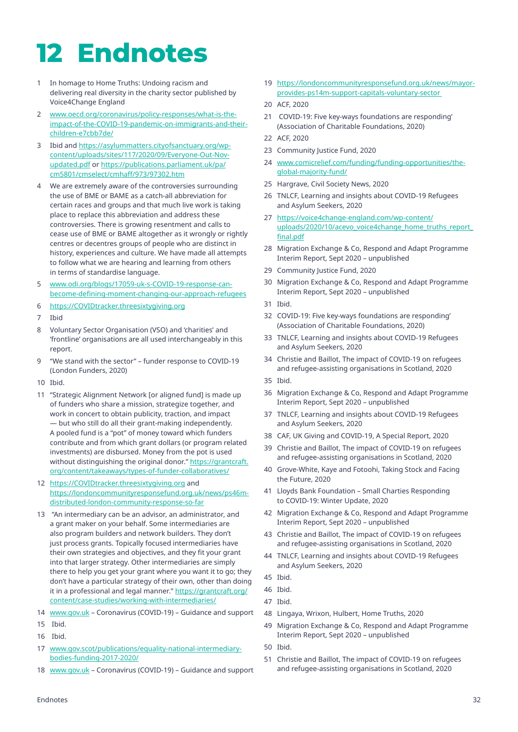# 12 Endnotes

1. In homage to Home Truths: Undoing racism and delivering real diversity in the charity sector published by Voice4Change England
2. www.oecd.org/coronavirus/policy-responses/what-is-the-impact-of-the-COVID-19-pandemic-on-immigrants-and-their-children-e7cbb7de/
3. Ibid and https://asylummatters.cityofsanctuary.org/wp-content/uploads/sites/117/2020/09/Everyone-Out-Nov-updated.pdf or https://publications.parliament.uk/pa/cm5801/cmselect/cmhaff/973/97302.htm
4. We are extremely aware of the controversies surrounding the use of BME or BAME as a catch-all abbreviation for certain races and groups and that much live work is taking place to replace this abbreviation and address these controversies. There is growing resentment and calls to cease use of BME or BAME altogether as it wrongly or rightly centres or decentres groups of people who are distinct in history, experiences and culture. We have made all attempts to follow what we are hearing and learning from others in terms of standardise language.
5. www.odi.org/blogs/17059-uk-s-COVID-19-response-can-become-defining-moment-changing-our-approach-refugees
6. https://COVIDtracker.threesixtygiving.org
7. Ibid
8. Voluntary Sector Organisation (VSO) and 'charities' and 'frontline' organisations are all used interchangeably in this report.
9. "We stand with the sector" – funder response to COVID-19 (London Funders, 2020)
10. Ibid.
11. "Strategic Alignment Network [or aligned fund] is made up of funders who share a mission, strategize together, and work in concert to obtain publicity, traction, and impact — but who still do all their grant-making independently. A pooled fund is a "pot" of money toward which funders contribute and from which grant dollars (or program related investments) are disbursed. Money from the pot is used without distinguishing the original donor." https://grantcraft.org/content/takeaways/types-of-funder-collaboratives/
12. https://COVIDtracker.threesixtygiving.org and https://londoncommunityresponsefund.org.uk/news/ps46m-distributed-london-community-response-so-far
13. "An intermediary can be an advisor, an administrator, and a grant maker on your behalf. Some intermediaries are also program builders and network builders. They don't just process grants. Topically focused intermediaries have their own strategies and objectives, and they fit your grant into that larger strategy. Other intermediaries are simply there to help you get your grant where you want it to go; they don't have a particular strategy of their own, other than doing it in a professional and legal manner." https://grantcraft.org/content/case-studies/working-with-intermediaries/
14. www.gov.uk – Coronavirus (COVID-19) – Guidance and support
15. Ibid.
16. Ibid.
17. www.gov.scot/publications/equality-national-intermediary-bodies-funding-2017-2020/
18. www.gov.uk – Coronavirus (COVID-19) – Guidance and support
19. https://londoncommunityresponsefund.org.uk/news/mayor-provides-ps14m-support-capitals-voluntary-sector
20. ACF, 2020
21. COVID-19: Five key-ways foundations are responding' (Association of Charitable Foundations, 2020)
22. ACF, 2020
23. Community Justice Fund, 2020
24. www.comicrelief.com/funding/funding-opportunities/the-global-majority-fund/
25. Hargrave, Civil Society News, 2020
26. TNLCF, Learning and insights about COVID-19 Refugees and Asylum Seekers, 2020
27. https://voice4change-england.com/wp-content/uploads/2020/10/acevo_voice4change_home_truths_report_final.pdf
28. Migration Exchange & Co, Respond and Adapt Programme Interim Report, Sept 2020 – unpublished
29. Community Justice Fund, 2020
30. Migration Exchange & Co, Respond and Adapt Programme Interim Report, Sept 2020 – unpublished
31. Ibid.
32. COVID-19: Five key-ways foundations are responding' (Association of Charitable Foundations, 2020)
33. TNLCF, Learning and insights about COVID-19 Refugees and Asylum Seekers, 2020
34. Christie and Baillot, The impact of COVID-19 on refugees and refugee-assisting organisations in Scotland, 2020
35. Ibid.
36. Migration Exchange & Co, Respond and Adapt Programme Interim Report, Sept 2020 – unpublished
37. TNLCF, Learning and insights about COVID-19 Refugees and Asylum Seekers, 2020
38. CAF, UK Giving and COVID-19, A Special Report, 2020
39. Christie and Baillot, The impact of COVID-19 on refugees and refugee-assisting organisations in Scotland, 2020
40. Grove-White, Kaye and Fotoohi, Taking Stock and Facing the Future, 2020
41. Lloyds Bank Foundation – Small Charities Responding to COVID-19: Winter Update, 2020
42. Migration Exchange & Co, Respond and Adapt Programme Interim Report, Sept 2020 – unpublished
43. Christie and Baillot, The impact of COVID-19 on refugees and refugee-assisting organisations in Scotland, 2020
44. TNLCF, Learning and insights about COVID-19 Refugees and Asylum Seekers, 2020
45. Ibid.
46. Ibid.
47. Ibid.
48. Lingaya, Wrixon, Hulbert, Home Truths, 2020
49. Migration Exchange & Co, Respond and Adapt Programme Interim Report, Sept 2020 – unpublished
50. Ibid.
51. Christie and Baillot, The impact of COVID-19 on refugees and refugee-assisting organisations in Scotland, 2020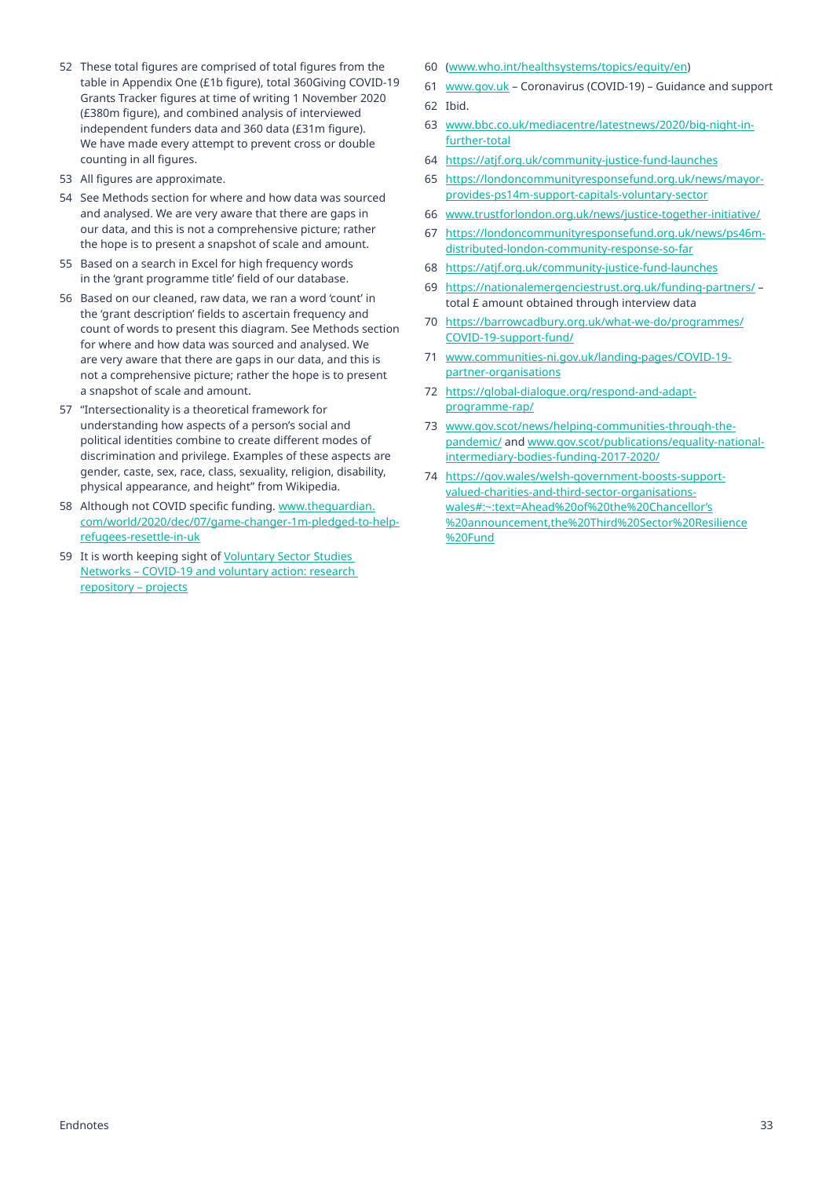52 These total figures are comprised of total figures from the table in Appendix One (£1b figure), total 360Giving COVID-19 Grants Tracker figures at time of writing 1 November 2020 (£380m figure), and combined analysis of interviewed independent funders data and 360 data (£31m figure). We have made every attempt to prevent cross or double counting in all figures.

53 All figures are approximate.

54 See Methods section for where and how data was sourced and analysed. We are very aware that there are gaps in our data, and this is not a comprehensive picture; rather the hope is to present a snapshot of scale and amount.

55 Based on a search in Excel for high frequency words in the 'grant programme title' field of our database.

56 Based on our cleaned, raw data, we ran a word 'count' in the 'grant description' fields to ascertain frequency and count of words to present this diagram. See Methods section for where and how data was sourced and analysed. We are very aware that there are gaps in our data, and this is not a comprehensive picture; rather the hope is to present a snapshot of scale and amount.

57 "Intersectionality is a theoretical framework for understanding how aspects of a person's social and political identities combine to create different modes of discrimination and privilege. Examples of these aspects are gender, caste, sex, race, class, sexuality, religion, disability, physical appearance, and height" from Wikipedia.

58 Although not COVID specific funding. www.theguardian.com/world/2020/dec/07/game-changer-1m-pledged-to-help-refugees-resettle-in-uk

59 It is worth keeping sight of Voluntary Sector Studies Networks – COVID-19 and voluntary action: research repository – projects

60 (www.who.int/healthsystems/topics/equity/en)

61 www.gov.uk – Coronavirus (COVID-19) – Guidance and support

62 Ibid.

63 www.bbc.co.uk/mediacentre/latestnews/2020/big-night-in-further-total

64 https://atjf.org.uk/community-justice-fund-launches

65 https://londoncommunityresponsefund.org.uk/news/mayor-provides-ps14m-support-capitals-voluntary-sector

66 www.trustforlondon.org.uk/news/justice-together-initiative/

67 https://londoncommunityresponsefund.org.uk/news/ps46m-distributed-london-community-response-so-far

68 https://atjf.org.uk/community-justice-fund-launches

69 https://nationalemergenciestrust.org.uk/funding-partners/ – total £ amount obtained through interview data

70 https://barrowcadbury.org.uk/what-we-do/programmes/COVID-19-support-fund/

71 www.communities-ni.gov.uk/landing-pages/COVID-19-partner-organisations

72 https://global-dialogue.org/respond-and-adapt-programme-rap/

73 www.gov.scot/news/helping-communities-through-the-pandemic/ and www.gov.scot/publications/equality-national-intermediary-bodies-funding-2017-2020/

74 https://gov.wales/welsh-government-boosts-support-valued-charities-and-third-sector-organisations-wales#:~:text=Ahead%20of%20the%20Chancellor's%20announcement,the%20Third%20Sector%20Resilience%20Fund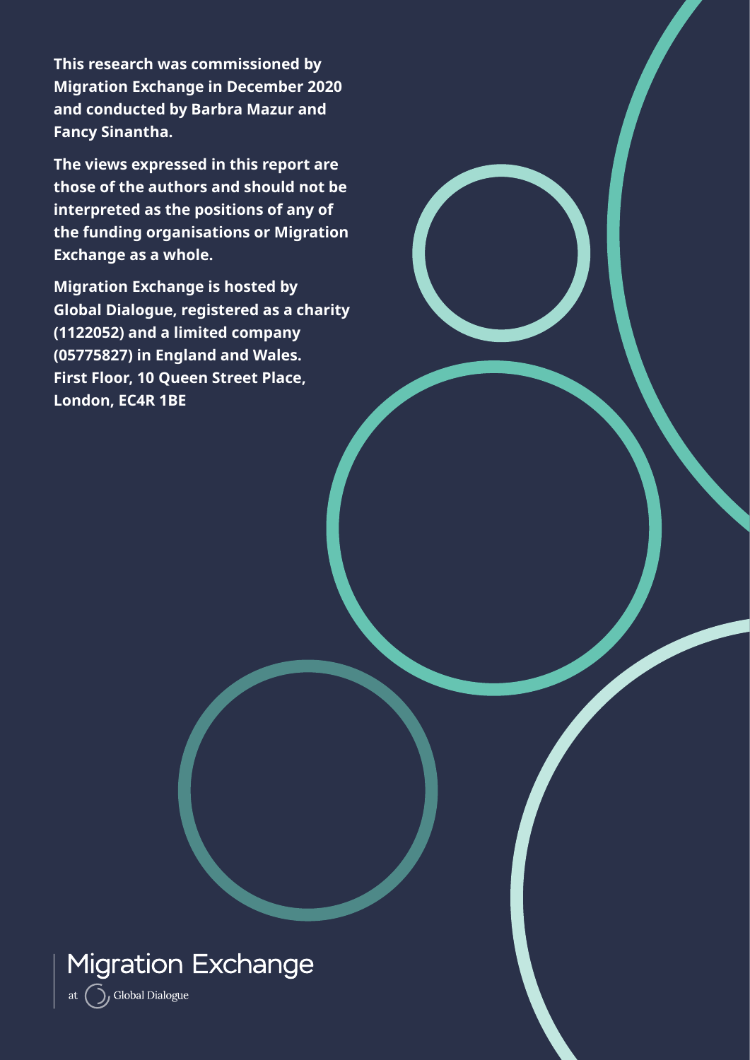**This research was commissioned by Migration Exchange in December 2020 and conducted by Barbra Mazur and Fancy Sinantha.**

**The views expressed in this report are those of the authors and should not be interpreted as the positions of any of the funding organisations or Migration Exchange as a whole.**

**Migration Exchange is hosted by Global Dialogue, registered as a charity (1122052) and a limited company (05775827) in England and Wales. First Floor, 10 Queen Street Place, London, EC4R 1BE**

Migration Exchange

at Global Dialogue